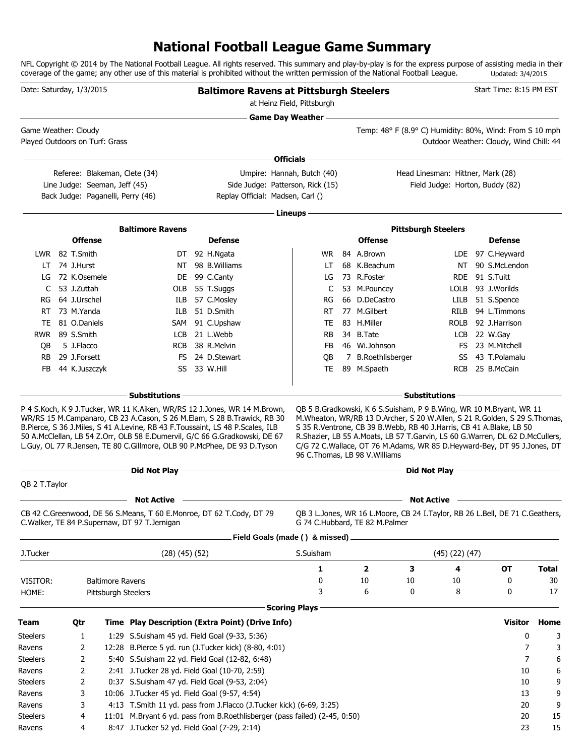# National Football League Game Summary

NFL Copyright © 2014 by The National Football League. All rights reserved. This summary and play-by-play is for the express purpose of assisting media in their coverage of the game; any other use of this material is prohibited without the written permission of the National Football League. Updated: 3/4/2015

Date: Saturday, 1/3/2015

**Baltimore Ravens at Pittsburgh Steelers**

at Heinz Field, Pittsburgh

Start Time: 8:15 PM EST

## Game Day Weather

Game Weather: Cloudy
Played Outdoors on Turf: Grass

Temp: 48° F (8.9° C) Humidity: 80%, Wind: From S 10 mph
Outdoor Weather: Cloudy, Wind Chill: 44

## Officials

| | | |
|---|---|---|
| Referee: Blakeman, Clete (34) | Umpire: Hannah, Butch (40) | Head Linesman: Hittner, Mark (28) |
| Line Judge: Seeman, Jeff (45) | Side Judge: Patterson, Rick (15) | Field Judge: Horton, Buddy (82) |
| Back Judge: Paganelli, Perry (46) | Replay Official: Madsen, Carl () | |

## Lineups

| Baltimore Ravens Offense | | | Baltimore Ravens Defense | | | Pittsburgh Steelers Offense | | | Pittsburgh Steelers Defense | | |
|---|---|---|---|---|---|---|---|---|---|---|---|
| LWR | 82 | T.Smith | DT | 92 | H.Ngata | WR | 84 | A.Brown | LDE | 97 | C.Heyward |
| LT | 74 | J.Hurst | NT | 98 | B.Williams | LT | 68 | K.Beachum | NT | 90 | S.McLendon |
| LG | 72 | K.Osemele | DE | 99 | C.Canty | LG | 73 | R.Foster | RDE | 91 | S.Tuitt |
| C | 53 | J.Zuttah | OLB | 55 | T.Suggs | C | 53 | M.Pouncey | LOLB | 93 | J.Worilds |
| RG | 64 | J.Urschel | ILB | 57 | C.Mosley | RG | 66 | D.DeCastro | LILB | 51 | S.Spence |
| RT | 73 | M.Yanda | ILB | 51 | D.Smith | RT | 77 | M.Gilbert | RILB | 94 | L.Timmons |
| TE | 81 | O.Daniels | SAM | 91 | C.Upshaw | TE | 83 | H.Miller | ROLB | 92 | J.Harrison |
| RWR | 89 | S.Smith | LCB | 21 | L.Webb | RB | 34 | B.Tate | LCB | 22 | W.Gay |
| QB | 5 | J.Flacco | RCB | 38 | R.Melvin | FB | 46 | Wi.Johnson | FS | 23 | M.Mitchell |
| RB | 29 | J.Forsett | FS | 24 | D.Stewart | QB | 7 | B.Roethlisberger | SS | 43 | T.Polamalu |
| FB | 44 | K.Juszczyk | SS | 33 | W.Hill | TE | 89 | M.Spaeth | RCB | 25 | B.McCain |

## Substitutions

**Baltimore Ravens:** P 4 S.Koch, K 9 J.Tucker, WR 11 K.Aiken, WR/RS 12 J.Jones, WR 14 M.Brown, WR/RS 15 M.Campanaro, CB 23 A.Cason, S 26 M.Elam, S 28 B.Trawick, RB 30 B.Pierce, S 36 J.Miles, S 41 A.Levine, RB 43 F.Toussaint, LS 48 P.Scales, ILB 50 A.McClellan, LB 54 Z.Orr, OLB 58 E.Dumervil, G/C 66 G.Gradkowski, DE 67 L.Guy, OL 77 R.Jensen, TE 80 C.Gillmore, OLB 90 P.McPhee, DE 93 D.Tyson

**Pittsburgh Steelers:** QB 5 B.Gradkowski, K 6 S.Suisham, P 9 B.Wing, WR 10 M.Bryant, WR 11 M.Wheaton, WR/RB 13 D.Archer, S 20 W.Allen, S 21 R.Golden, S 29 S.Thomas, S 35 R.Ventrone, CB 39 B.Webb, RB 40 J.Harris, CB 41 A.Blake, LB 50 R.Shazier, LB 55 A.Moats, LB 57 T.Garvin, LS 60 G.Warren, DL 62 D.McCullers, C/G 72 C.Wallace, OT 76 M.Adams, WR 85 D.Heyward-Bey, DT 95 J.Jones, DT 96 C.Thomas, LB 98 V.Williams

## Did Not Play

**Baltimore Ravens:** QB 2 T.Taylor

**Pittsburgh Steelers:**

## Not Active

**Baltimore Ravens:** CB 42 C.Greenwood, DE 56 S.Means, T 60 E.Monroe, DT 62 T.Cody, DT 79 C.Walker, TE 84 P.Supernaw, DT 97 T.Jernigan

**Pittsburgh Steelers:** QB 3 L.Jones, WR 16 L.Moore, CB 24 I.Taylor, RB 26 L.Bell, DE 71 C.Geathers, G 74 C.Hubbard, TE 82 M.Palmer

## Field Goals (made ( ) & missed)

J.Tucker (28) (45) (52)

S.Suisham (45) (22) (47)

| | | 1 | 2 | 3 | 4 | OT | Total |
|---|---|---|---|---|---|---|---|
| VISITOR: | Baltimore Ravens | 0 | 10 | 10 | 10 | 0 | 30 |
| HOME: | Pittsburgh Steelers | 3 | 6 | 0 | 8 | 0 | 17 |

## Scoring Plays

| Team | Qtr | Time | Play Description (Extra Point) (Drive Info) | Visitor | Home |
|---|---|---|---|---|---|
| Steelers | 1 | 1:29 | S.Suisham 45 yd. Field Goal (9-33, 5:36) | 0 | 3 |
| Ravens | 2 | 12:28 | B.Pierce 5 yd. run (J.Tucker kick) (8-80, 4:01) | 7 | 3 |
| Steelers | 2 | 5:40 | S.Suisham 22 yd. Field Goal (12-82, 6:48) | 7 | 6 |
| Ravens | 2 | 2:41 | J.Tucker 28 yd. Field Goal (10-70, 2:59) | 10 | 6 |
| Steelers | 2 | 0:37 | S.Suisham 47 yd. Field Goal (9-53, 2:04) | 10 | 9 |
| Ravens | 3 | 10:06 | J.Tucker 45 yd. Field Goal (9-57, 4:54) | 13 | 9 |
| Ravens | 3 | 4:13 | T.Smith 11 yd. pass from J.Flacco (J.Tucker kick) (6-69, 3:25) | 20 | 9 |
| Steelers | 4 | 11:01 | M.Bryant 6 yd. pass from B.Roethlisberger (pass failed) (2-45, 0:50) | 20 | 15 |
| Ravens | 4 | 8:47 | J.Tucker 52 yd. Field Goal (7-29, 2:14) | 23 | 15 |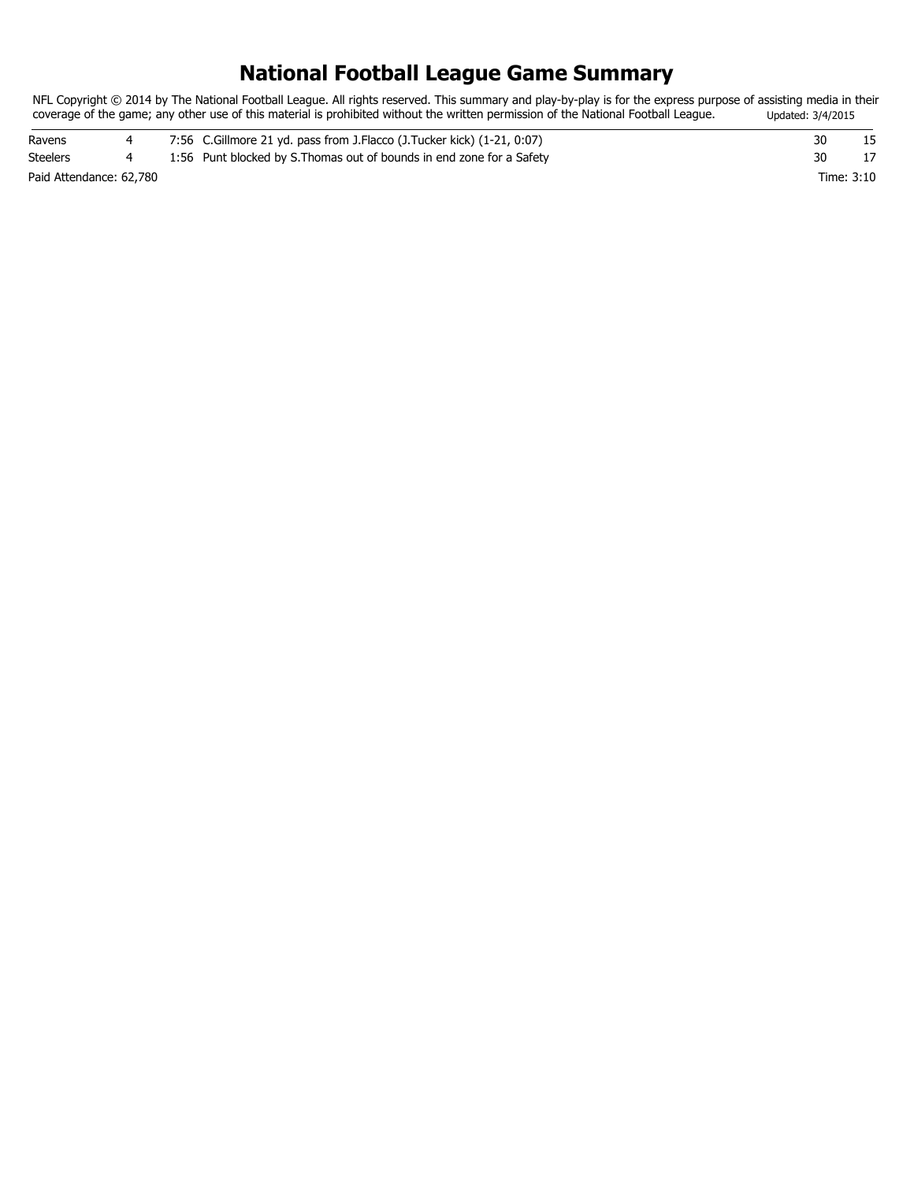# National Football League Game Summary

NFL Copyright © 2014 by The National Football League. All rights reserved. This summary and play-by-play is for the express purpose of assisting media in their coverage of the game; any other use of this material is prohibited without the written permission of the National Football League. Updated: 3/4/2015

| | | | | |
|---|---|---|---|---|
| Ravens | 4 | 7:56 C.Gillmore 21 yd. pass from J.Flacco (J.Tucker kick) (1-21, 0:07) | 30 | 15 |
| Steelers | 4 | 1:56 Punt blocked by S.Thomas out of bounds in end zone for a Safety | 30 | 17 |

Paid Attendance: 62,780

Time: 3:10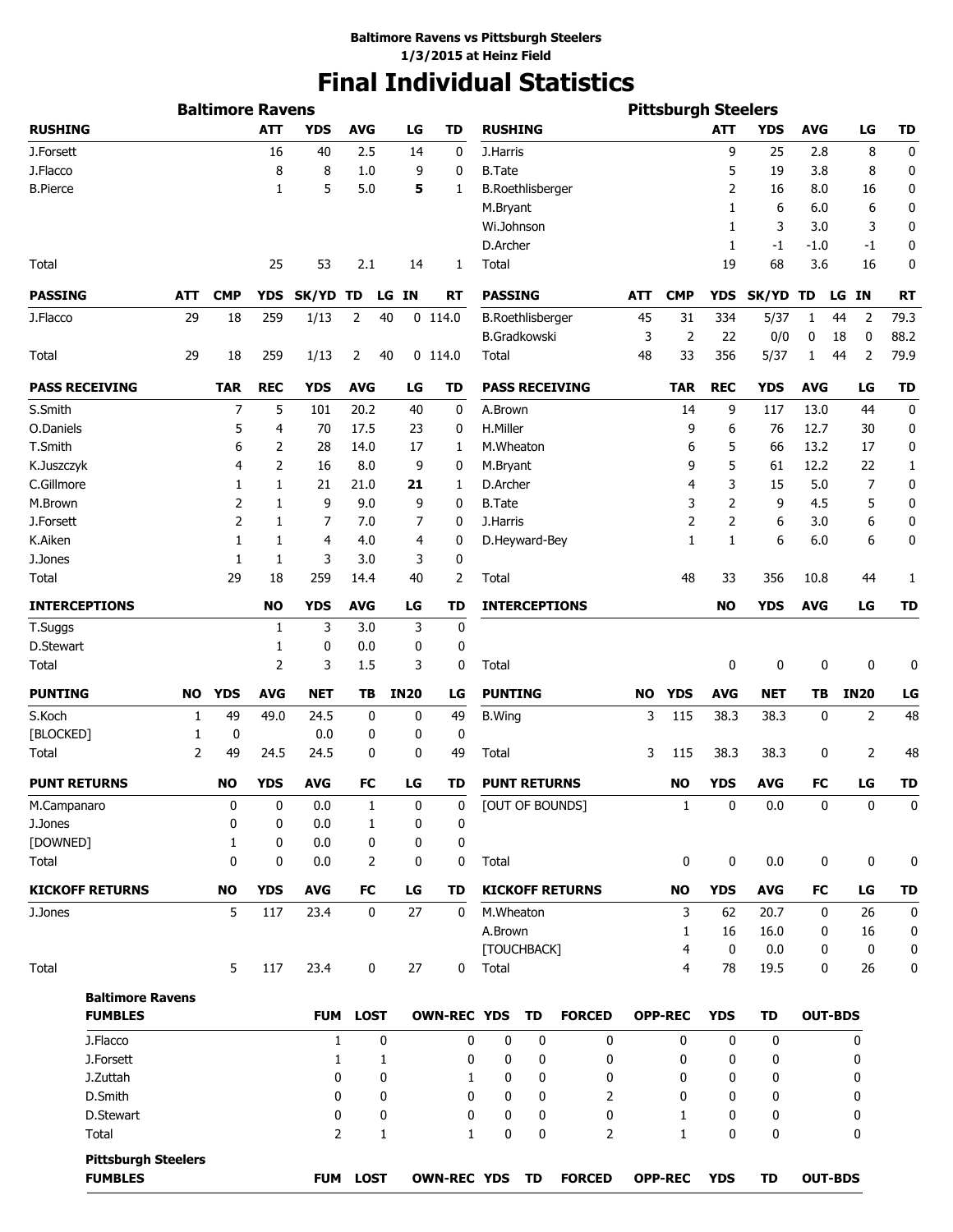**Baltimore Ravens vs Pittsburgh Steelers**
**1/3/2015 at Heinz Field**

# Final Individual Statistics

## Baltimore Ravens

| RUSHING | ATT | YDS | AVG | LG | TD |
|---|---|---|---|---|---|
| J.Forsett | 16 | 40 | 2.5 | 14 | 0 |
| J.Flacco | 8 | 8 | 1.0 | 9 | 0 |
| B.Pierce | 1 | 5 | 5.0 | **5** | 1 |
| Total | 25 | 53 | 2.1 | 14 | 1 |

| PASSING | ATT | CMP | YDS | SK/YD | TD | LG | IN | RT |
|---|---|---|---|---|---|---|---|---|
| J.Flacco | 29 | 18 | 259 | 1/13 | 2 | 40 | 0 | 114.0 |
| Total | 29 | 18 | 259 | 1/13 | 2 | 40 | 0 | 114.0 |

| PASS RECEIVING | TAR | REC | YDS | AVG | LG | TD |
|---|---|---|---|---|---|---|
| S.Smith | 7 | 5 | 101 | 20.2 | 40 | 0 |
| O.Daniels | 5 | 4 | 70 | 17.5 | 23 | 0 |
| T.Smith | 6 | 2 | 28 | 14.0 | 17 | 1 |
| K.Juszczyk | 4 | 2 | 16 | 8.0 | 9 | 0 |
| C.Gillmore | 1 | 1 | 21 | 21.0 | **21** | 1 |
| M.Brown | 2 | 1 | 9 | 9.0 | 9 | 0 |
| J.Forsett | 2 | 1 | 7 | 7.0 | 7 | 0 |
| K.Aiken | 1 | 1 | 4 | 4.0 | 4 | 0 |
| J.Jones | 1 | 1 | 3 | 3.0 | 3 | 0 |
| Total | 29 | 18 | 259 | 14.4 | 40 | 2 |

| INTERCEPTIONS | NO | YDS | AVG | LG | TD |
|---|---|---|---|---|---|
| T.Suggs | 1 | 3 | 3.0 | 3 | 0 |
| D.Stewart | 1 | 0 | 0.0 | 0 | 0 |
| Total | 2 | 3 | 1.5 | 3 | 0 |

| PUNTING | NO | YDS | AVG | NET | TB | IN20 | LG |
|---|---|---|---|---|---|---|---|
| S.Koch | 1 | 49 | 49.0 | 24.5 | 0 | 0 | 49 |
| [BLOCKED] | 1 | 0 | | 0.0 | 0 | 0 | 0 |
| Total | 2 | 49 | 24.5 | 24.5 | 0 | 0 | 49 |

| PUNT RETURNS | NO | YDS | AVG | FC | LG | TD |
|---|---|---|---|---|---|---|
| M.Campanaro | 0 | 0 | 0.0 | 1 | 0 | 0 |
| J.Jones | 0 | 0 | 0.0 | 1 | 0 | 0 |
| [DOWNED] | 1 | 0 | 0.0 | 0 | 0 | 0 |
| Total | 0 | 0 | 0.0 | 2 | 0 | 0 |

| KICKOFF RETURNS | NO | YDS | AVG | FC | LG | TD |
|---|---|---|---|---|---|---|
| J.Jones | 5 | 117 | 23.4 | 0 | 27 | 0 |
| Total | 5 | 117 | 23.4 | 0 | 27 | 0 |

## Pittsburgh Steelers

| RUSHING | ATT | YDS | AVG | LG | TD |
|---|---|---|---|---|---|
| J.Harris | 9 | 25 | 2.8 | 8 | 0 |
| B.Tate | 5 | 19 | 3.8 | 8 | 0 |
| B.Roethlisberger | 2 | 16 | 8.0 | 16 | 0 |
| M.Bryant | 1 | 6 | 6.0 | 6 | 0 |
| Wi.Johnson | 1 | 3 | 3.0 | 3 | 0 |
| D.Archer | 1 | -1 | -1.0 | -1 | 0 |
| Total | 19 | 68 | 3.6 | 16 | 0 |

| PASSING | ATT | CMP | YDS | SK/YD | TD | LG | IN | RT |
|---|---|---|---|---|---|---|---|---|
| B.Roethlisberger | 45 | 31 | 334 | 5/37 | 1 | 44 | 2 | 79.3 |
| B.Gradkowski | 3 | 2 | 22 | 0/0 | 0 | 18 | 0 | 88.2 |
| Total | 48 | 33 | 356 | 5/37 | 1 | 44 | 2 | 79.9 |

| PASS RECEIVING | TAR | REC | YDS | AVG | LG | TD |
|---|---|---|---|---|---|---|
| A.Brown | 14 | 9 | 117 | 13.0 | 44 | 0 |
| H.Miller | 9 | 6 | 76 | 12.7 | 30 | 0 |
| M.Wheaton | 6 | 5 | 66 | 13.2 | 17 | 0 |
| M.Bryant | 9 | 5 | 61 | 12.2 | 22 | 1 |
| D.Archer | 4 | 3 | 15 | 5.0 | 7 | 0 |
| B.Tate | 3 | 2 | 9 | 4.5 | 5 | 0 |
| J.Harris | 2 | 2 | 6 | 3.0 | 6 | 0 |
| D.Heyward-Bey | 1 | 1 | 6 | 6.0 | 6 | 0 |
| Total | 48 | 33 | 356 | 10.8 | 44 | 1 |

| INTERCEPTIONS | NO | YDS | AVG | LG | TD |
|---|---|---|---|---|---|
| Total | 0 | 0 | 0 | 0 | 0 |

| PUNTING | NO | YDS | AVG | NET | TB | IN20 | LG |
|---|---|---|---|---|---|---|---|
| B.Wing | 3 | 115 | 38.3 | 38.3 | 0 | 2 | 48 |
| Total | 3 | 115 | 38.3 | 38.3 | 0 | 2 | 48 |

| PUNT RETURNS | NO | YDS | AVG | FC | LG | TD |
|---|---|---|---|---|---|---|
| [OUT OF BOUNDS] | 1 | 0 | 0.0 | 0 | 0 | 0 |
| Total | 0 | 0 | 0.0 | 0 | 0 | 0 |

| KICKOFF RETURNS | NO | YDS | AVG | FC | LG | TD |
|---|---|---|---|---|---|---|
| M.Wheaton | 3 | 62 | 20.7 | 0 | 26 | 0 |
| A.Brown | 1 | 16 | 16.0 | 0 | 16 | 0 |
| [TOUCHBACK] | 4 | 0 | 0.0 | 0 | 0 | 0 |
| Total | 4 | 78 | 19.5 | 0 | 26 | 0 |

## Baltimore Ravens

| FUMBLES | FUM | LOST | OWN-REC | YDS | TD | FORCED | OPP-REC | YDS | TD | OUT-BDS |
|---|---|---|---|---|---|---|---|---|---|---|
| J.Flacco | 1 | 0 | 0 | 0 | 0 | 0 | 0 | 0 | 0 | 0 |
| J.Forsett | 1 | 1 | 0 | 0 | 0 | 0 | 0 | 0 | 0 | 0 |
| J.Zuttah | 0 | 0 | 1 | 0 | 0 | 0 | 0 | 0 | 0 | 0 |
| D.Smith | 0 | 0 | 0 | 0 | 0 | 2 | 0 | 0 | 0 | 0 |
| D.Stewart | 0 | 0 | 0 | 0 | 0 | 0 | 1 | 0 | 0 | 0 |
| Total | 2 | 1 | 1 | 0 | 0 | 2 | 1 | 0 | 0 | 0 |

## Pittsburgh Steelers

| FUMBLES | FUM | LOST | OWN-REC | YDS | TD | FORCED | OPP-REC | YDS | TD | OUT-BDS |
|---|---|---|---|---|---|---|---|---|---|---|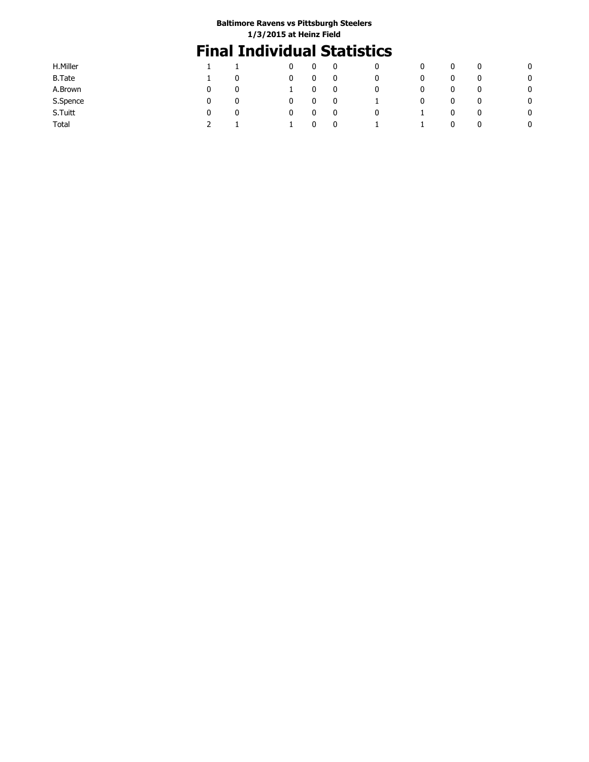**Baltimore Ravens vs Pittsburgh Steelers**
**1/3/2015 at Heinz Field**

# Final Individual Statistics

| | | | | | | | | | | |
|---|---|---|---|---|---|---|---|---|---|---|
| H.Miller | 1 | 1 | 0 | 0 | 0 | 0 | 0 | 0 | 0 | 0 |
| B.Tate | 1 | 0 | 0 | 0 | 0 | 0 | 0 | 0 | 0 | 0 |
| A.Brown | 0 | 0 | 1 | 0 | 0 | 0 | 0 | 0 | 0 | 0 |
| S.Spence | 0 | 0 | 0 | 0 | 0 | 1 | 0 | 0 | 0 | 0 |
| S.Tuitt | 0 | 0 | 0 | 0 | 0 | 0 | 1 | 0 | 0 | 0 |
| Total | 2 | 1 | 1 | 0 | 0 | 1 | 1 | 0 | 0 | 0 |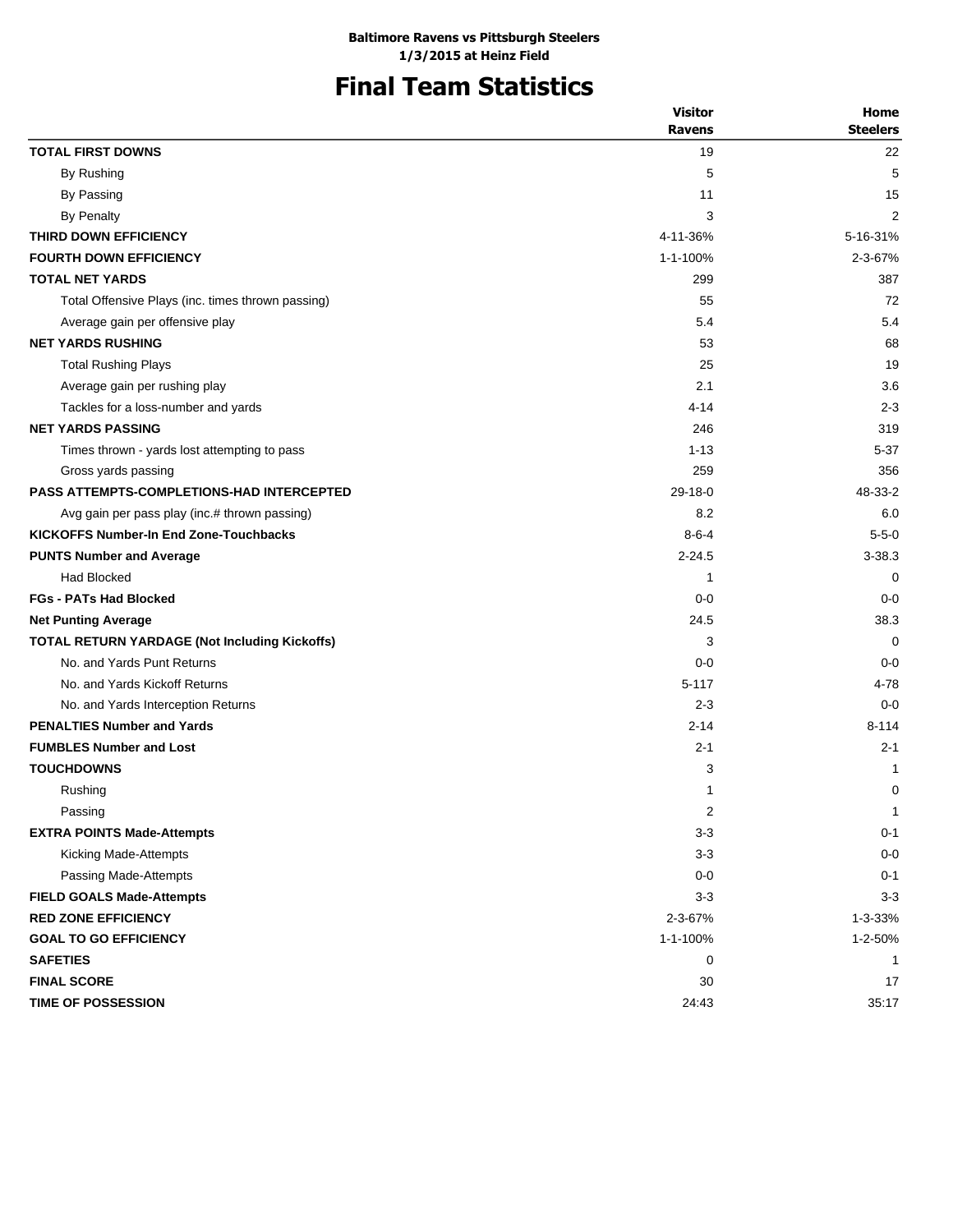**Baltimore Ravens vs Pittsburgh Steelers**
**1/3/2015 at Heinz Field**

# Final Team Statistics

| | Visitor Ravens | Home Steelers |
|---|---|---|
| **TOTAL FIRST DOWNS** | 19 | 22 |
| By Rushing | 5 | 5 |
| By Passing | 11 | 15 |
| By Penalty | 3 | 2 |
| **THIRD DOWN EFFICIENCY** | 4-11-36% | 5-16-31% |
| **FOURTH DOWN EFFICIENCY** | 1-1-100% | 2-3-67% |
| **TOTAL NET YARDS** | 299 | 387 |
| Total Offensive Plays (inc. times thrown passing) | 55 | 72 |
| Average gain per offensive play | 5.4 | 5.4 |
| **NET YARDS RUSHING** | 53 | 68 |
| Total Rushing Plays | 25 | 19 |
| Average gain per rushing play | 2.1 | 3.6 |
| Tackles for a loss-number and yards | 4-14 | 2-3 |
| **NET YARDS PASSING** | 246 | 319 |
| Times thrown - yards lost attempting to pass | 1-13 | 5-37 |
| Gross yards passing | 259 | 356 |
| **PASS ATTEMPTS-COMPLETIONS-HAD INTERCEPTED** | 29-18-0 | 48-33-2 |
| Avg gain per pass play (inc.# thrown passing) | 8.2 | 6.0 |
| **KICKOFFS Number-In End Zone-Touchbacks** | 8-6-4 | 5-5-0 |
| **PUNTS Number and Average** | 2-24.5 | 3-38.3 |
| Had Blocked | 1 | 0 |
| **FGs - PATs Had Blocked** | 0-0 | 0-0 |
| **Net Punting Average** | 24.5 | 38.3 |
| **TOTAL RETURN YARDAGE (Not Including Kickoffs)** | 3 | 0 |
| No. and Yards Punt Returns | 0-0 | 0-0 |
| No. and Yards Kickoff Returns | 5-117 | 4-78 |
| No. and Yards Interception Returns | 2-3 | 0-0 |
| **PENALTIES Number and Yards** | 2-14 | 8-114 |
| **FUMBLES Number and Lost** | 2-1 | 2-1 |
| **TOUCHDOWNS** | 3 | 1 |
| Rushing | 1 | 0 |
| Passing | 2 | 1 |
| **EXTRA POINTS Made-Attempts** | 3-3 | 0-1 |
| Kicking Made-Attempts | 3-3 | 0-0 |
| Passing Made-Attempts | 0-0 | 0-1 |
| **FIELD GOALS Made-Attempts** | 3-3 | 3-3 |
| **RED ZONE EFFICIENCY** | 2-3-67% | 1-3-33% |
| **GOAL TO GO EFFICIENCY** | 1-1-100% | 1-2-50% |
| **SAFETIES** | 0 | 1 |
| **FINAL SCORE** | 30 | 17 |
| **TIME OF POSSESSION** | 24:43 | 35:17 |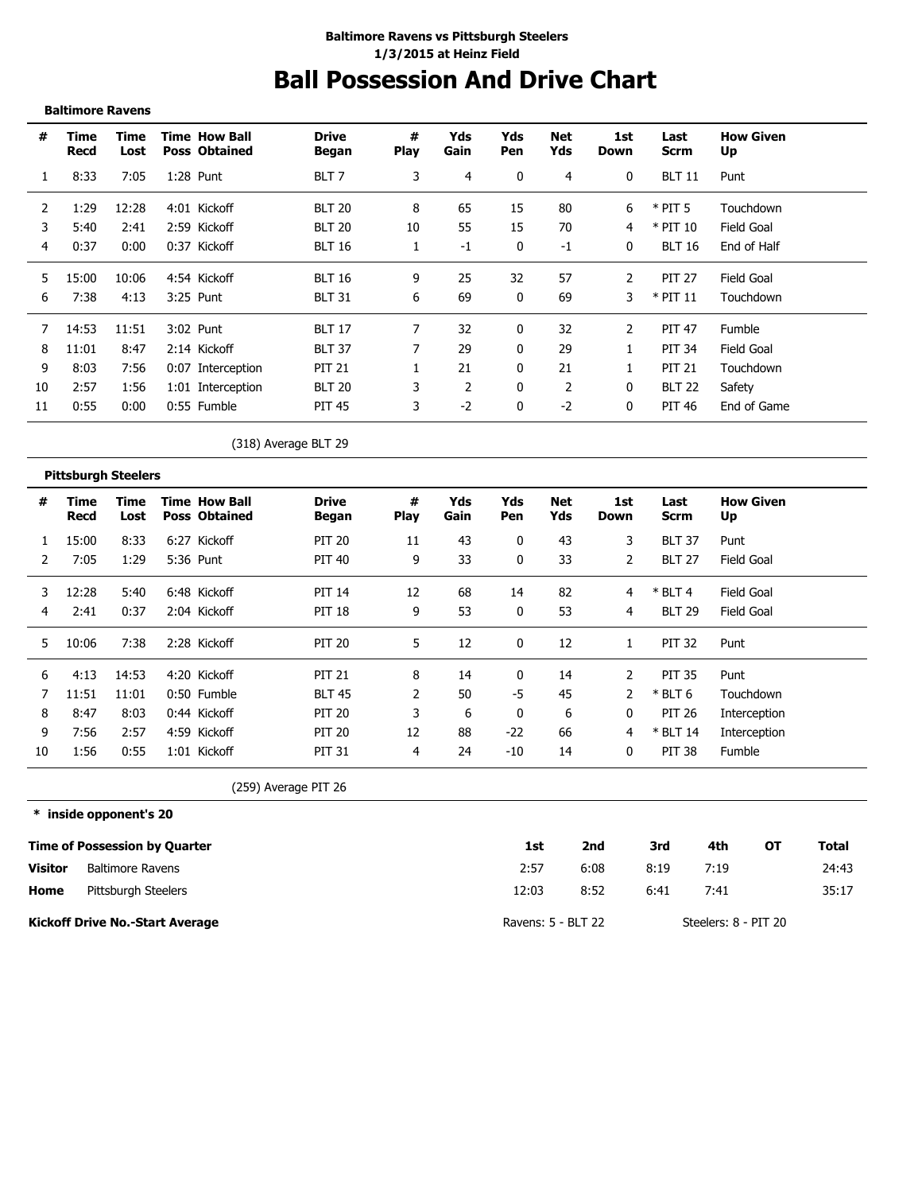**Baltimore Ravens vs Pittsburgh Steelers**
**1/3/2015 at Heinz Field**

# Ball Possession And Drive Chart

**Baltimore Ravens**

| # | Time Recd | Time Lost | Time Poss | How Ball Obtained | Drive Began | # Play | Yds Gain | Yds Pen | Net Yds | 1st Down | Last Scrm | How Given Up |
|---|---|---|---|---|---|---|---|---|---|---|---|---|
| 1 | 8:33 | 7:05 | 1:28 | Punt | BLT 7 | 3 | 4 | 0 | 4 | 0 | BLT 11 | Punt |
| 2 | 1:29 | 12:28 | 4:01 | Kickoff | BLT 20 | 8 | 65 | 15 | 80 | 6 | * PIT 5 | Touchdown |
| 3 | 5:40 | 2:41 | 2:59 | Kickoff | BLT 20 | 10 | 55 | 15 | 70 | 4 | * PIT 10 | Field Goal |
| 4 | 0:37 | 0:00 | 0:37 | Kickoff | BLT 16 | 1 | -1 | 0 | -1 | 0 | BLT 16 | End of Half |
| 5 | 15:00 | 10:06 | 4:54 | Kickoff | BLT 16 | 9 | 25 | 32 | 57 | 2 | PIT 27 | Field Goal |
| 6 | 7:38 | 4:13 | 3:25 | Punt | BLT 31 | 6 | 69 | 0 | 69 | 3 | * PIT 11 | Touchdown |
| 7 | 14:53 | 11:51 | 3:02 | Punt | BLT 17 | 7 | 32 | 0 | 32 | 2 | PIT 47 | Fumble |
| 8 | 11:01 | 8:47 | 2:14 | Kickoff | BLT 37 | 7 | 29 | 0 | 29 | 1 | PIT 34 | Field Goal |
| 9 | 8:03 | 7:56 | 0:07 | Interception | PIT 21 | 1 | 21 | 0 | 21 | 1 | PIT 21 | Touchdown |
| 10 | 2:57 | 1:56 | 1:01 | Interception | BLT 20 | 3 | 2 | 0 | 2 | 0 | BLT 22 | Safety |
| 11 | 0:55 | 0:00 | 0:55 | Fumble | PIT 45 | 3 | -2 | 0 | -2 | 0 | PIT 46 | End of Game |

(318) Average BLT 29

**Pittsburgh Steelers**

| # | Time Recd | Time Lost | Time Poss | How Ball Obtained | Drive Began | # Play | Yds Gain | Yds Pen | Net Yds | 1st Down | Last Scrm | How Given Up |
|---|---|---|---|---|---|---|---|---|---|---|---|---|
| 1 | 15:00 | 8:33 | 6:27 | Kickoff | PIT 20 | 11 | 43 | 0 | 43 | 3 | BLT 37 | Punt |
| 2 | 7:05 | 1:29 | 5:36 | Punt | PIT 40 | 9 | 33 | 0 | 33 | 2 | BLT 27 | Field Goal |
| 3 | 12:28 | 5:40 | 6:48 | Kickoff | PIT 14 | 12 | 68 | 14 | 82 | 4 | * BLT 4 | Field Goal |
| 4 | 2:41 | 0:37 | 2:04 | Kickoff | PIT 18 | 9 | 53 | 0 | 53 | 4 | BLT 29 | Field Goal |
| 5 | 10:06 | 7:38 | 2:28 | Kickoff | PIT 20 | 5 | 12 | 0 | 12 | 1 | PIT 32 | Punt |
| 6 | 4:13 | 14:53 | 4:20 | Kickoff | PIT 21 | 8 | 14 | 0 | 14 | 2 | PIT 35 | Punt |
| 7 | 11:51 | 11:01 | 0:50 | Fumble | BLT 45 | 2 | 50 | -5 | 45 | 2 | * BLT 6 | Touchdown |
| 8 | 8:47 | 8:03 | 0:44 | Kickoff | PIT 20 | 3 | 6 | 0 | 6 | 0 | PIT 26 | Interception |
| 9 | 7:56 | 2:57 | 4:59 | Kickoff | PIT 20 | 12 | 88 | -22 | 66 | 4 | * BLT 14 | Interception |
| 10 | 1:56 | 0:55 | 1:01 | Kickoff | PIT 31 | 4 | 24 | -10 | 14 | 0 | PIT 38 | Fumble |

(259) Average PIT 26

**\* inside opponent's 20**

| Time of Possession by Quarter | | 1st | 2nd | 3rd | 4th | OT | Total |
|---|---|---|---|---|---|---|---|
| **Visitor** | Baltimore Ravens | 2:57 | 6:08 | 8:19 | 7:19 | | 24:43 |
| **Home** | Pittsburgh Steelers | 12:03 | 8:52 | 6:41 | 7:41 | | 35:17 |

**Kickoff Drive No.-Start Average** — Ravens: 5 - BLT 22 — Steelers: 8 - PIT 20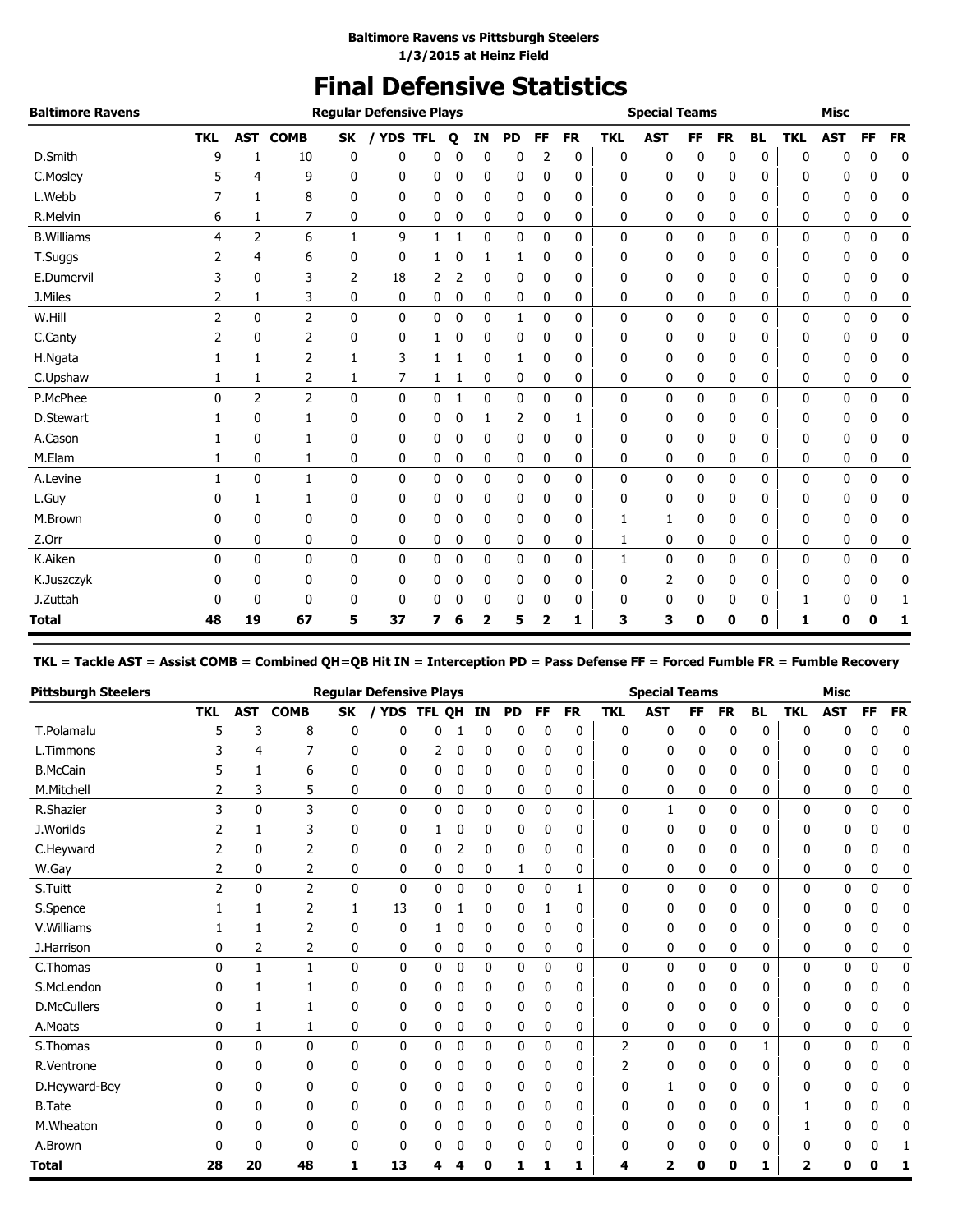**Baltimore Ravens vs Pittsburgh Steelers**
**1/3/2015 at Heinz Field**

# Final Defensive Statistics

| Baltimore Ravens | Regular Defensive Plays | | | | | | | | | | | Special Teams | | | | | Misc | | | |
|---|---|---|---|---|---|---|---|---|---|---|---|---|---|---|---|---|---|---|---|---|
| | TKL | AST | COMB | SK | / YDS | TFL | Q | IN | PD | FF | FR | TKL | AST | FF | FR | BL | TKL | AST | FF | FR |
| D.Smith | 9 | 1 | 10 | 0 | 0 | 0 | 0 | 0 | 0 | 2 | 0 | 0 | 0 | 0 | 0 | 0 | 0 | 0 | 0 | 0 |
| C.Mosley | 5 | 4 | 9 | 0 | 0 | 0 | 0 | 0 | 0 | 0 | 0 | 0 | 0 | 0 | 0 | 0 | 0 | 0 | 0 | 0 |
| L.Webb | 7 | 1 | 8 | 0 | 0 | 0 | 0 | 0 | 0 | 0 | 0 | 0 | 0 | 0 | 0 | 0 | 0 | 0 | 0 | 0 |
| R.Melvin | 6 | 1 | 7 | 0 | 0 | 0 | 0 | 0 | 0 | 0 | 0 | 0 | 0 | 0 | 0 | 0 | 0 | 0 | 0 | 0 |
| B.Williams | 4 | 2 | 6 | 1 | 9 | 1 | 1 | 0 | 0 | 0 | 0 | 0 | 0 | 0 | 0 | 0 | 0 | 0 | 0 | 0 |
| T.Suggs | 2 | 4 | 6 | 0 | 0 | 1 | 0 | 1 | 1 | 0 | 0 | 0 | 0 | 0 | 0 | 0 | 0 | 0 | 0 | 0 |
| E.Dumervil | 3 | 0 | 3 | 2 | 18 | 2 | 2 | 0 | 0 | 0 | 0 | 0 | 0 | 0 | 0 | 0 | 0 | 0 | 0 | 0 |
| J.Miles | 2 | 1 | 3 | 0 | 0 | 0 | 0 | 0 | 0 | 0 | 0 | 0 | 0 | 0 | 0 | 0 | 0 | 0 | 0 | 0 |
| W.Hill | 2 | 0 | 2 | 0 | 0 | 0 | 0 | 0 | 1 | 0 | 0 | 0 | 0 | 0 | 0 | 0 | 0 | 0 | 0 | 0 |
| C.Canty | 2 | 0 | 2 | 0 | 0 | 1 | 0 | 0 | 0 | 0 | 0 | 0 | 0 | 0 | 0 | 0 | 0 | 0 | 0 | 0 |
| H.Ngata | 1 | 1 | 2 | 1 | 3 | 1 | 1 | 0 | 1 | 0 | 0 | 0 | 0 | 0 | 0 | 0 | 0 | 0 | 0 | 0 |
| C.Upshaw | 1 | 1 | 2 | 1 | 7 | 1 | 1 | 0 | 0 | 0 | 0 | 0 | 0 | 0 | 0 | 0 | 0 | 0 | 0 | 0 |
| P.McPhee | 0 | 2 | 2 | 0 | 0 | 0 | 1 | 0 | 0 | 0 | 0 | 0 | 0 | 0 | 0 | 0 | 0 | 0 | 0 | 0 |
| D.Stewart | 1 | 0 | 1 | 0 | 0 | 0 | 0 | 1 | 2 | 0 | 1 | 0 | 0 | 0 | 0 | 0 | 0 | 0 | 0 | 0 |
| A.Cason | 1 | 0 | 1 | 0 | 0 | 0 | 0 | 0 | 0 | 0 | 0 | 0 | 0 | 0 | 0 | 0 | 0 | 0 | 0 | 0 |
| M.Elam | 1 | 0 | 1 | 0 | 0 | 0 | 0 | 0 | 0 | 0 | 0 | 0 | 0 | 0 | 0 | 0 | 0 | 0 | 0 | 0 |
| A.Levine | 1 | 0 | 1 | 0 | 0 | 0 | 0 | 0 | 0 | 0 | 0 | 0 | 0 | 0 | 0 | 0 | 0 | 0 | 0 | 0 |
| L.Guy | 0 | 1 | 1 | 0 | 0 | 0 | 0 | 0 | 0 | 0 | 0 | 0 | 0 | 0 | 0 | 0 | 0 | 0 | 0 | 0 |
| M.Brown | 0 | 0 | 0 | 0 | 0 | 0 | 0 | 0 | 0 | 0 | 0 | 1 | 1 | 0 | 0 | 0 | 0 | 0 | 0 | 0 |
| Z.Orr | 0 | 0 | 0 | 0 | 0 | 0 | 0 | 0 | 0 | 0 | 0 | 1 | 0 | 0 | 0 | 0 | 0 | 0 | 0 | 0 |
| K.Aiken | 0 | 0 | 0 | 0 | 0 | 0 | 0 | 0 | 0 | 0 | 0 | 1 | 0 | 0 | 0 | 0 | 0 | 0 | 0 | 0 |
| K.Juszczyk | 0 | 0 | 0 | 0 | 0 | 0 | 0 | 0 | 0 | 0 | 0 | 0 | 2 | 0 | 0 | 0 | 0 | 0 | 0 | 0 |
| J.Zuttah | 0 | 0 | 0 | 0 | 0 | 0 | 0 | 0 | 0 | 0 | 0 | 0 | 0 | 0 | 0 | 0 | 1 | 0 | 0 | 1 |
| **Total** | **48** | **19** | **67** | **5** | **37** | **7** | **6** | **2** | **5** | **2** | **1** | **3** | **3** | **0** | **0** | **0** | **1** | **0** | **0** | **1** |

**TKL = Tackle AST = Assist COMB = Combined QH=QB Hit IN = Interception PD = Pass Defense FF = Forced Fumble FR = Fumble Recovery**

| Pittsburgh Steelers | Regular Defensive Plays | | | | | | | | | | | Special Teams | | | | | Misc | | | |
|---|---|---|---|---|---|---|---|---|---|---|---|---|---|---|---|---|---|---|---|---|
| | TKL | AST | COMB | SK | / YDS | TFL | QH | IN | PD | FF | FR | TKL | AST | FF | FR | BL | TKL | AST | FF | FR |
| T.Polamalu | 5 | 3 | 8 | 0 | 0 | 0 | 1 | 0 | 0 | 0 | 0 | 0 | 0 | 0 | 0 | 0 | 0 | 0 | 0 | 0 |
| L.Timmons | 3 | 4 | 7 | 0 | 0 | 2 | 0 | 0 | 0 | 0 | 0 | 0 | 0 | 0 | 0 | 0 | 0 | 0 | 0 | 0 |
| B.McCain | 5 | 1 | 6 | 0 | 0 | 0 | 0 | 0 | 0 | 0 | 0 | 0 | 0 | 0 | 0 | 0 | 0 | 0 | 0 | 0 |
| M.Mitchell | 2 | 3 | 5 | 0 | 0 | 0 | 0 | 0 | 0 | 0 | 0 | 0 | 0 | 0 | 0 | 0 | 0 | 0 | 0 | 0 |
| R.Shazier | 3 | 0 | 3 | 0 | 0 | 0 | 0 | 0 | 0 | 0 | 0 | 0 | 1 | 0 | 0 | 0 | 0 | 0 | 0 | 0 |
| J.Worilds | 2 | 1 | 3 | 0 | 0 | 1 | 0 | 0 | 0 | 0 | 0 | 0 | 0 | 0 | 0 | 0 | 0 | 0 | 0 | 0 |
| C.Heyward | 2 | 0 | 2 | 0 | 0 | 0 | 2 | 0 | 0 | 0 | 0 | 0 | 0 | 0 | 0 | 0 | 0 | 0 | 0 | 0 |
| W.Gay | 2 | 0 | 2 | 0 | 0 | 0 | 0 | 0 | 1 | 0 | 0 | 0 | 0 | 0 | 0 | 0 | 0 | 0 | 0 | 0 |
| S.Tuitt | 2 | 0 | 2 | 0 | 0 | 0 | 0 | 0 | 0 | 0 | 1 | 0 | 0 | 0 | 0 | 0 | 0 | 0 | 0 | 0 |
| S.Spence | 1 | 1 | 2 | 1 | 13 | 0 | 1 | 0 | 0 | 1 | 0 | 0 | 0 | 0 | 0 | 0 | 0 | 0 | 0 | 0 |
| V.Williams | 1 | 1 | 2 | 0 | 0 | 1 | 0 | 0 | 0 | 0 | 0 | 0 | 0 | 0 | 0 | 0 | 0 | 0 | 0 | 0 |
| J.Harrison | 0 | 2 | 2 | 0 | 0 | 0 | 0 | 0 | 0 | 0 | 0 | 0 | 0 | 0 | 0 | 0 | 0 | 0 | 0 | 0 |
| C.Thomas | 0 | 1 | 1 | 0 | 0 | 0 | 0 | 0 | 0 | 0 | 0 | 0 | 0 | 0 | 0 | 0 | 0 | 0 | 0 | 0 |
| S.McLendon | 0 | 1 | 1 | 0 | 0 | 0 | 0 | 0 | 0 | 0 | 0 | 0 | 0 | 0 | 0 | 0 | 0 | 0 | 0 | 0 |
| D.McCullers | 0 | 1 | 1 | 0 | 0 | 0 | 0 | 0 | 0 | 0 | 0 | 0 | 0 | 0 | 0 | 0 | 0 | 0 | 0 | 0 |
| A.Moats | 0 | 1 | 1 | 0 | 0 | 0 | 0 | 0 | 0 | 0 | 0 | 0 | 0 | 0 | 0 | 0 | 0 | 0 | 0 | 0 |
| S.Thomas | 0 | 0 | 0 | 0 | 0 | 0 | 0 | 0 | 0 | 0 | 0 | 2 | 0 | 0 | 0 | 1 | 0 | 0 | 0 | 0 |
| R.Ventrone | 0 | 0 | 0 | 0 | 0 | 0 | 0 | 0 | 0 | 0 | 0 | 2 | 0 | 0 | 0 | 0 | 0 | 0 | 0 | 0 |
| D.Heyward-Bey | 0 | 0 | 0 | 0 | 0 | 0 | 0 | 0 | 0 | 0 | 0 | 0 | 1 | 0 | 0 | 0 | 0 | 0 | 0 | 0 |
| B.Tate | 0 | 0 | 0 | 0 | 0 | 0 | 0 | 0 | 0 | 0 | 0 | 0 | 0 | 0 | 0 | 0 | 1 | 0 | 0 | 0 |
| M.Wheaton | 0 | 0 | 0 | 0 | 0 | 0 | 0 | 0 | 0 | 0 | 0 | 0 | 0 | 0 | 0 | 0 | 1 | 0 | 0 | 0 |
| A.Brown | 0 | 0 | 0 | 0 | 0 | 0 | 0 | 0 | 0 | 0 | 0 | 0 | 0 | 0 | 0 | 0 | 0 | 0 | 0 | 1 |
| **Total** | **28** | **20** | **48** | **1** | **13** | **4** | **4** | **0** | **1** | **1** | **1** | **4** | **2** | **0** | **0** | **1** | **2** | **0** | **0** | **1** |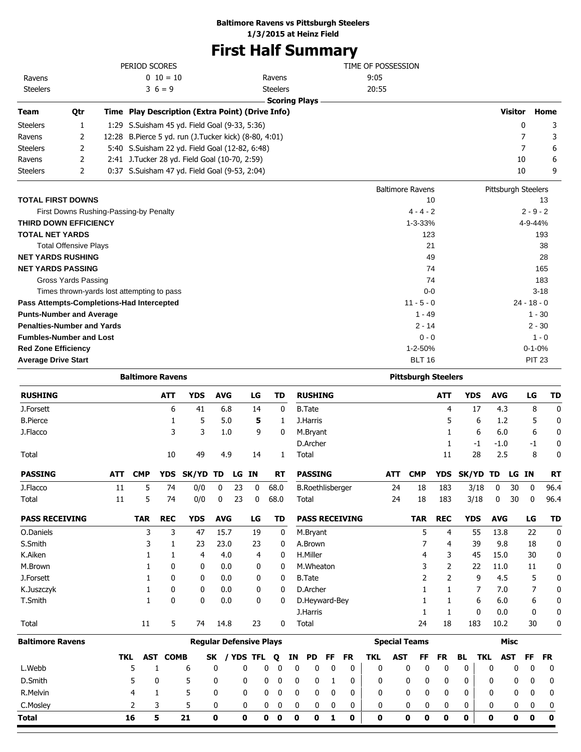**Baltimore Ravens vs Pittsburgh Steelers**
**1/3/2015 at Heinz Field**

# First Half Summary

| PERIOD SCORES | | | | TIME OF POSSESSION |
|---|---|---|---|---|
| Ravens | 0 10 = 10 | | Ravens | 9:05 |
| Steelers | 3 6 = 9 | | Steelers | 20:55 |

**Scoring Plays**

| Team | Qtr | Time | Play Description (Extra Point) (Drive Info) | Visitor | Home |
|---|---|---|---|---|---|
| Steelers | 1 | 1:29 | S.Suisham 45 yd. Field Goal (9-33, 5:36) | 0 | 3 |
| Ravens | 2 | 12:28 | B.Pierce 5 yd. run (J.Tucker kick) (8-80, 4:01) | 7 | 3 |
| Steelers | 2 | 5:40 | S.Suisham 22 yd. Field Goal (12-82, 6:48) | 7 | 6 |
| Ravens | 2 | 2:41 | J.Tucker 28 yd. Field Goal (10-70, 2:59) | 10 | 6 |
| Steelers | 2 | 0:37 | S.Suisham 47 yd. Field Goal (9-53, 2:04) | 10 | 9 |

| | Baltimore Ravens | Pittsburgh Steelers |
|---|---|---|
| **TOTAL FIRST DOWNS** | 10 | 13 |
| First Downs Rushing-Passing-by Penalty | 4 - 4 - 2 | 2 - 9 - 2 |
| **THIRD DOWN EFFICIENCY** | 1-3-33% | 4-9-44% |
| **TOTAL NET YARDS** | 123 | 193 |
| Total Offensive Plays | 21 | 38 |
| **NET YARDS RUSHING** | 49 | 28 |
| **NET YARDS PASSING** | 74 | 165 |
| Gross Yards Passing | 74 | 183 |
| Times thrown-yards lost attempting to pass | 0-0 | 3-18 |
| **Pass Attempts-Completions-Had Intercepted** | 11 - 5 - 0 | 24 - 18 - 0 |
| **Punts-Number and Average** | 1 - 49 | 1 - 30 |
| **Penalties-Number and Yards** | 2 - 14 | 2 - 30 |
| **Fumbles-Number and Lost** | 0 - 0 | 1 - 0 |
| **Red Zone Efficiency** | 1-2-50% | 0-1-0% |
| **Average Drive Start** | BLT 16 | PIT 23 |

## Baltimore Ravens

| RUSHING | ATT | YDS | AVG | LG | TD |
|---|---|---|---|---|---|
| J.Forsett | 6 | 41 | 6.8 | 14 | 0 |
| B.Pierce | 1 | 5 | 5.0 | **5** | 1 |
| J.Flacco | 3 | 3 | 1.0 | 9 | 0 |
| Total | 10 | 49 | 4.9 | 14 | 1 |

| PASSING | ATT | CMP | YDS | SK/YD | TD | LG | IN | RT |
|---|---|---|---|---|---|---|---|---|
| J.Flacco | 11 | 5 | 74 | 0/0 | 0 | 23 | 0 | 68.0 |
| Total | 11 | 5 | 74 | 0/0 | 0 | 23 | 0 | 68.0 |

| PASS RECEIVING | TAR | REC | YDS | AVG | LG | TD |
|---|---|---|---|---|---|---|
| O.Daniels | 3 | 3 | 47 | 15.7 | 19 | 0 |
| S.Smith | 3 | 1 | 23 | 23.0 | 23 | 0 |
| K.Aiken | 1 | 1 | 4 | 4.0 | 4 | 0 |
| M.Brown | 1 | 0 | 0 | 0.0 | 0 | 0 |
| J.Forsett | 1 | 0 | 0 | 0.0 | 0 | 0 |
| K.Juszczyk | 1 | 0 | 0 | 0.0 | 0 | 0 |
| T.Smith | 1 | 0 | 0 | 0.0 | 0 | 0 |
| Total | 11 | 5 | 74 | 14.8 | 23 | 0 |

## Pittsburgh Steelers

| RUSHING | ATT | YDS | AVG | LG | TD |
|---|---|---|---|---|---|
| B.Tate | 4 | 17 | 4.3 | 8 | 0 |
| J.Harris | 5 | 6 | 1.2 | 5 | 0 |
| M.Bryant | 1 | 6 | 6.0 | 6 | 0 |
| D.Archer | 1 | -1 | -1.0 | -1 | 0 |
| Total | 11 | 28 | 2.5 | 8 | 0 |

| PASSING | ATT | CMP | YDS | SK/YD | TD | LG | IN | RT |
|---|---|---|---|---|---|---|---|---|
| B.Roethlisberger | 24 | 18 | 183 | 3/18 | 0 | 30 | 0 | 96.4 |
| Total | 24 | 18 | 183 | 3/18 | 0 | 30 | 0 | 96.4 |

| PASS RECEIVING | TAR | REC | YDS | AVG | LG | TD |
|---|---|---|---|---|---|---|
| M.Bryant | 5 | 4 | 55 | 13.8 | 22 | 0 |
| A.Brown | 7 | 4 | 39 | 9.8 | 18 | 0 |
| H.Miller | 4 | 3 | 45 | 15.0 | 30 | 0 |
| M.Wheaton | 3 | 2 | 22 | 11.0 | 11 | 0 |
| B.Tate | 2 | 2 | 9 | 4.5 | 5 | 0 |
| D.Archer | 1 | 1 | 7 | 7.0 | 7 | 0 |
| D.Heyward-Bey | 1 | 1 | 6 | 6.0 | 6 | 0 |
| J.Harris | 1 | 1 | 0 | 0.0 | 0 | 0 |
| Total | 24 | 18 | 183 | 10.2 | 30 | 0 |

## Baltimore Ravens Defense

| | Regular Defensive Plays | | | | | | | | | | | Special Teams | | | | | Misc | | | |
|---|---|---|---|---|---|---|---|---|---|---|---|---|---|---|---|---|---|---|---|---|
| | TKL | AST | COMB | SK | / YDS | TFL | Q | IN | PD | FF | FR | TKL | AST | FF | FR | BL | TKL | AST | FF | FR |
| L.Webb | 5 | 1 | 6 | 0 | 0 | 0 | 0 | 0 | 0 | 0 | 0 | 0 | 0 | 0 | 0 | 0 | 0 | 0 | 0 | 0 |
| D.Smith | 5 | 0 | 5 | 0 | 0 | 0 | 0 | 0 | 0 | 1 | 0 | 0 | 0 | 0 | 0 | 0 | 0 | 0 | 0 | 0 |
| R.Melvin | 4 | 1 | 5 | 0 | 0 | 0 | 0 | 0 | 0 | 0 | 0 | 0 | 0 | 0 | 0 | 0 | 0 | 0 | 0 | 0 |
| C.Mosley | 2 | 3 | 5 | 0 | 0 | 0 | 0 | 0 | 0 | 0 | 0 | 0 | 0 | 0 | 0 | 0 | 0 | 0 | 0 | 0 |
| **Total** | **16** | **5** | **21** | **0** | **0** | **0** | **0** | **0** | **0** | **1** | **0** | **0** | **0** | **0** | **0** | **0** | **0** | **0** | **0** | **0** |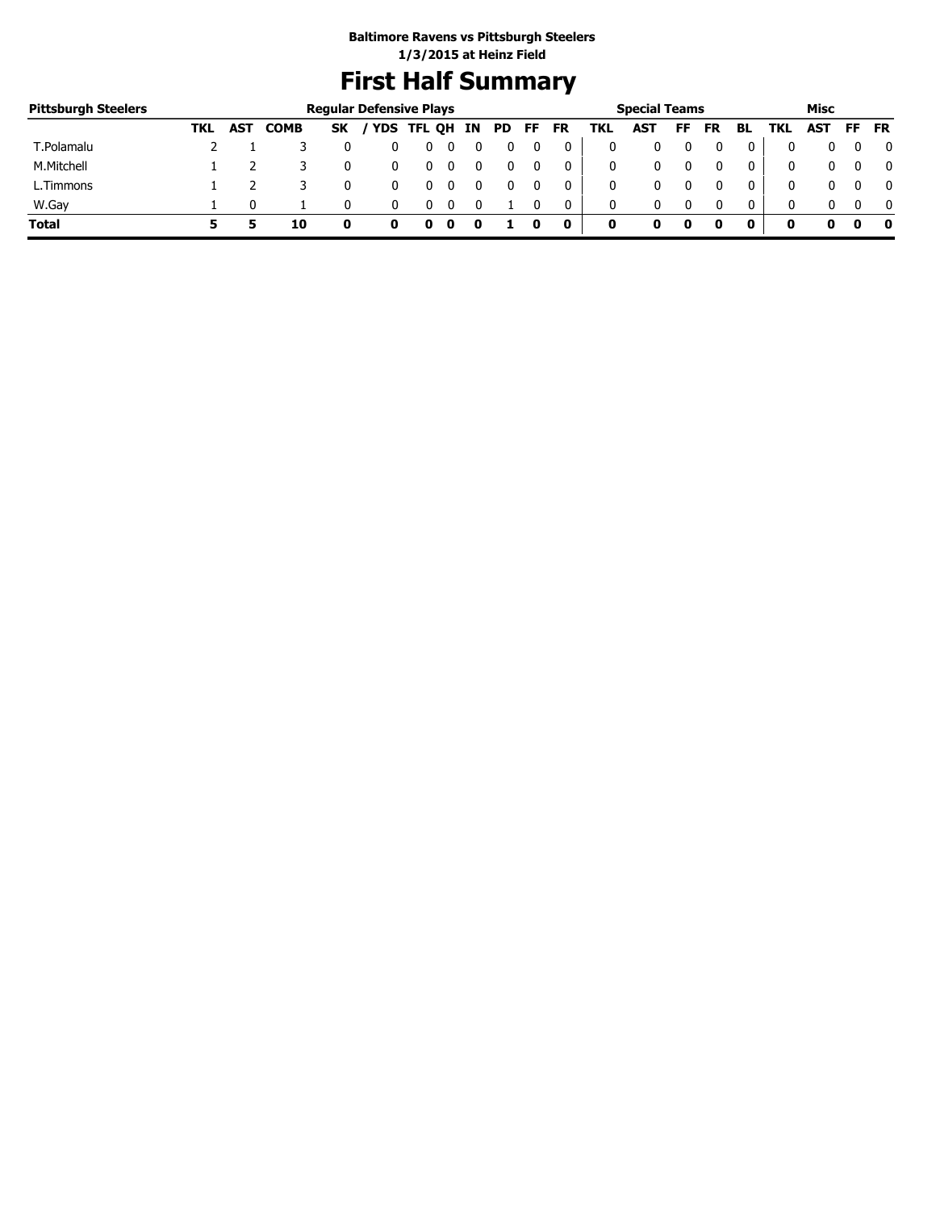**Baltimore Ravens vs Pittsburgh Steelers**
**1/3/2015 at Heinz Field**

# First Half Summary

| Pittsburgh Steelers | Regular Defensive Plays | | | | | | | | | | | Special Teams | | | | | Misc | | | |
|---|---|---|---|---|---|---|---|---|---|---|---|---|---|---|---|---|---|---|---|---|
| | TKL | AST | COMB | SK | / YDS | TFL | QH | IN | PD | FF | FR | TKL | AST | FF | FR | BL | TKL | AST | FF | FR |
| T.Polamalu | 2 | 1 | 3 | 0 | 0 | 0 | 0 | 0 | 0 | 0 | 0 | 0 | 0 | 0 | 0 | 0 | 0 | 0 | 0 | 0 |
| M.Mitchell | 1 | 2 | 3 | 0 | 0 | 0 | 0 | 0 | 0 | 0 | 0 | 0 | 0 | 0 | 0 | 0 | 0 | 0 | 0 | 0 |
| L.Timmons | 1 | 2 | 3 | 0 | 0 | 0 | 0 | 0 | 0 | 0 | 0 | 0 | 0 | 0 | 0 | 0 | 0 | 0 | 0 | 0 |
| W.Gay | 1 | 0 | 1 | 0 | 0 | 0 | 0 | 0 | 1 | 0 | 0 | 0 | 0 | 0 | 0 | 0 | 0 | 0 | 0 | 0 |
| **Total** | **5** | **5** | **10** | **0** | **0** | **0** | **0** | **0** | **1** | **0** | **0** | **0** | **0** | **0** | **0** | **0** | **0** | **0** | **0** | **0** |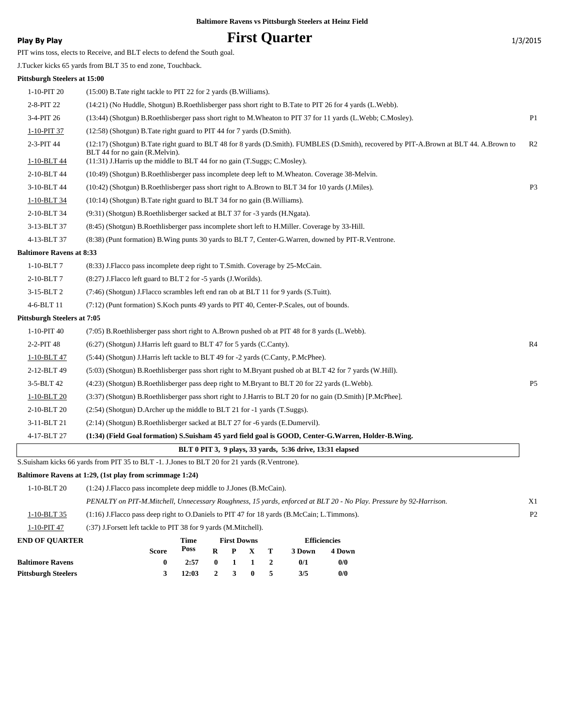Baltimore Ravens vs Pittsburgh Steelers at Heinz Field

**Play By Play**

# First Quarter

1/3/2015

PIT wins toss, elects to Receive, and BLT elects to defend the South goal.

J.Tucker kicks 65 yards from BLT 35 to end zone, Touchback.

**Pittsburgh Steelers at 15:00**

| Down | Play | |
|---|---|---|
| 1-10-PIT 20 | (15:00) B.Tate right tackle to PIT 22 for 2 yards (B.Williams). | |
| 2-8-PIT 22 | (14:21) (No Huddle, Shotgun) B.Roethlisberger pass short right to B.Tate to PIT 26 for 4 yards (L.Webb). | |
| 3-4-PIT 26 | (13:44) (Shotgun) B.Roethlisberger pass short right to M.Wheaton to PIT 37 for 11 yards (L.Webb; C.Mosley). | P1 |
| 1-10-PIT 37 | (12:58) (Shotgun) B.Tate right guard to PIT 44 for 7 yards (D.Smith). | |
| 2-3-PIT 44 | (12:17) (Shotgun) B.Tate right guard to BLT 48 for 8 yards (D.Smith). FUMBLES (D.Smith), recovered by PIT-A.Brown at BLT 44. A.Brown to BLT 44 for no gain (R.Melvin). | R2 |
| 1-10-BLT 44 | (11:31) J.Harris up the middle to BLT 44 for no gain (T.Suggs; C.Mosley). | |
| 2-10-BLT 44 | (10:49) (Shotgun) B.Roethlisberger pass incomplete deep left to M.Wheaton. Coverage 38-Melvin. | |
| 3-10-BLT 44 | (10:42) (Shotgun) B.Roethlisberger pass short right to A.Brown to BLT 34 for 10 yards (J.Miles). | P3 |
| 1-10-BLT 34 | (10:14) (Shotgun) B.Tate right guard to BLT 34 for no gain (B.Williams). | |
| 2-10-BLT 34 | (9:31) (Shotgun) B.Roethlisberger sacked at BLT 37 for -3 yards (H.Ngata). | |
| 3-13-BLT 37 | (8:45) (Shotgun) B.Roethlisberger pass incomplete short left to H.Miller. Coverage by 33-Hill. | |
| 4-13-BLT 37 | (8:38) (Punt formation) B.Wing punts 30 yards to BLT 7, Center-G.Warren, downed by PIT-R.Ventrone. | |

**Baltimore Ravens at 8:33**

| Down | Play | |
|---|---|---|
| 1-10-BLT 7 | (8:33) J.Flacco pass incomplete deep right to T.Smith. Coverage by 25-McCain. | |
| 2-10-BLT 7 | (8:27) J.Flacco left guard to BLT 2 for -5 yards (J.Worilds). | |
| 3-15-BLT 2 | (7:46) (Shotgun) J.Flacco scrambles left end ran ob at BLT 11 for 9 yards (S.Tuitt). | |
| 4-6-BLT 11 | (7:12) (Punt formation) S.Koch punts 49 yards to PIT 40, Center-P.Scales, out of bounds. | |

**Pittsburgh Steelers at 7:05**

| Down | Play | |
|---|---|---|
| 1-10-PIT 40 | (7:05) B.Roethlisberger pass short right to A.Brown pushed ob at PIT 48 for 8 yards (L.Webb). | |
| 2-2-PIT 48 | (6:27) (Shotgun) J.Harris left guard to BLT 47 for 5 yards (C.Canty). | R4 |
| 1-10-BLT 47 | (5:44) (Shotgun) J.Harris left tackle to BLT 49 for -2 yards (C.Canty, P.McPhee). | |
| 2-12-BLT 49 | (5:03) (Shotgun) B.Roethlisberger pass short right to M.Bryant pushed ob at BLT 42 for 7 yards (W.Hill). | |
| 3-5-BLT 42 | (4:23) (Shotgun) B.Roethlisberger pass deep right to M.Bryant to BLT 20 for 22 yards (L.Webb). | P5 |
| 1-10-BLT 20 | (3:37) (Shotgun) B.Roethlisberger pass short right to J.Harris to BLT 20 for no gain (D.Smith) [P.McPhee]. | |
| 2-10-BLT 20 | (2:54) (Shotgun) D.Archer up the middle to BLT 21 for -1 yards (T.Suggs). | |
| 3-11-BLT 21 | (2:14) (Shotgun) B.Roethlisberger sacked at BLT 27 for -6 yards (E.Dumervil). | |
| 4-17-BLT 27 | **(1:34) (Field Goal formation) S.Suisham 45 yard field goal is GOOD, Center-G.Warren, Holder-B.Wing.** | |

**BLT 0 PIT 3, 9 plays, 33 yards, 5:36 drive, 13:31 elapsed**

S.Suisham kicks 66 yards from PIT 35 to BLT -1. J.Jones to BLT 20 for 21 yards (R.Ventrone).

**Baltimore Ravens at 1:29, (1st play from scrimmage 1:24)**

| Down | Play | |
|---|---|---|
| 1-10-BLT 20 | (1:24) J.Flacco pass incomplete deep middle to J.Jones (B.McCain). | |
| | *PENALTY on PIT-M.Mitchell, Unnecessary Roughness, 15 yards, enforced at BLT 20 - No Play. Pressure by 92-Harrison.* | X1 |
| 1-10-BLT 35 | (1:16) J.Flacco pass deep right to O.Daniels to PIT 47 for 18 yards (B.McCain; L.Timmons). | P2 |
| 1-10-PIT 47 | (:37) J.Forsett left tackle to PIT 38 for 9 yards (M.Mitchell). | |

| END OF QUARTER | Score | Time Poss | First Downs R | P | X | T | Efficiencies 3 Down | 4 Down |
|---|---|---|---|---|---|---|---|---|
| Baltimore Ravens | 0 | 2:57 | 0 | 1 | 1 | 2 | 0/1 | 0/0 |
| Pittsburgh Steelers | 3 | 12:03 | 2 | 3 | 0 | 5 | 3/5 | 0/0 |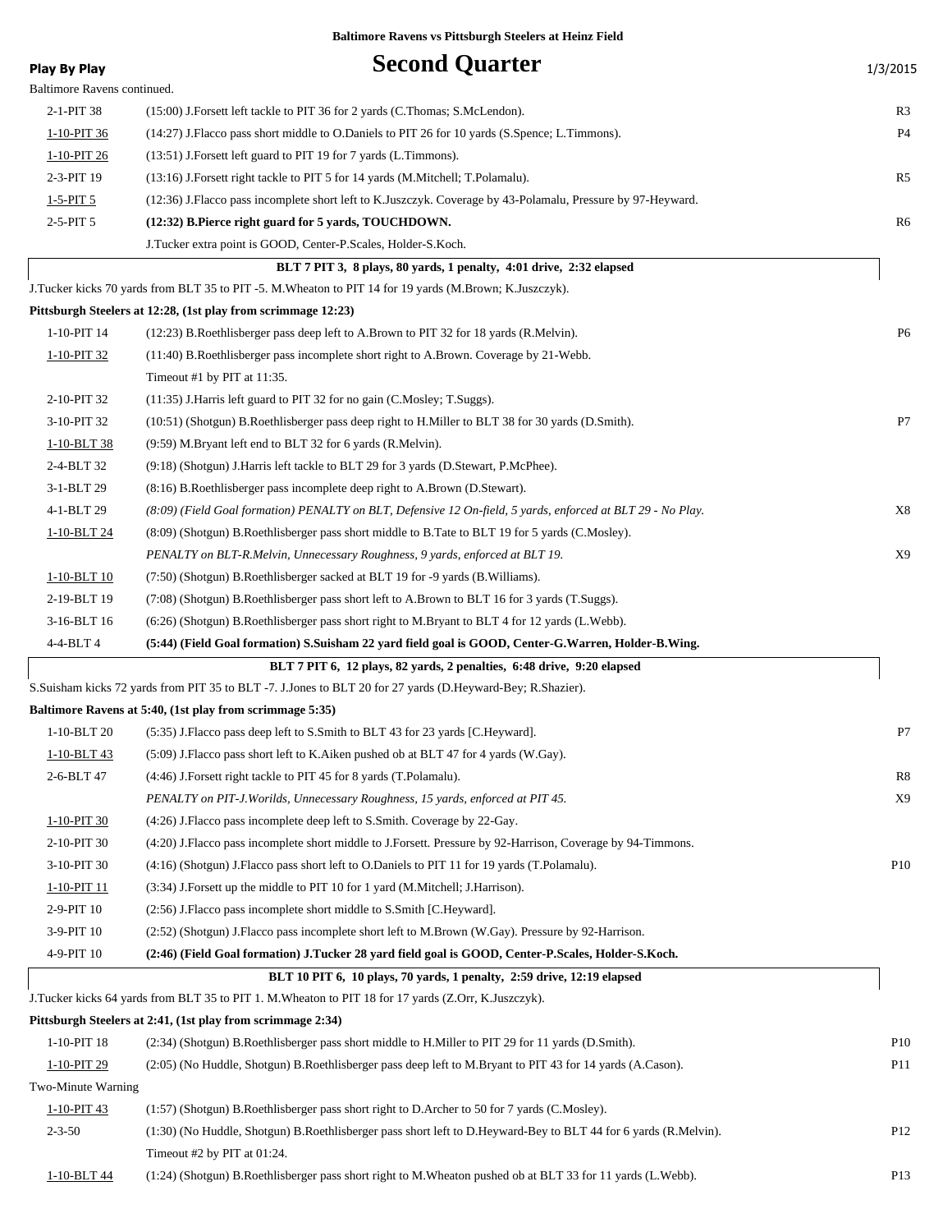**Baltimore Ravens vs Pittsburgh Steelers at Heinz Field**

**Play By Play**

# Second Quarter

1/3/2015

Baltimore Ravens continued.

| Down | Play | |
|---|---|---|
| 2-1-PIT 38 | (15:00) J.Forsett left tackle to PIT 36 for 2 yards (C.Thomas; S.McLendon). | R3 |
| 1-10-PIT 36 | (14:27) J.Flacco pass short middle to O.Daniels to PIT 26 for 10 yards (S.Spence; L.Timmons). | P4 |
| 1-10-PIT 26 | (13:51) J.Forsett left guard to PIT 19 for 7 yards (L.Timmons). | |
| 2-3-PIT 19 | (13:16) J.Forsett right tackle to PIT 5 for 14 yards (M.Mitchell; T.Polamalu). | R5 |
| 1-5-PIT 5 | (12:36) J.Flacco pass incomplete short left to K.Juszczyk. Coverage by 43-Polamalu, Pressure by 97-Heyward. | |
| 2-5-PIT 5 | **(12:32) B.Pierce right guard for 5 yards, TOUCHDOWN.** | R6 |
| | J.Tucker extra point is GOOD, Center-P.Scales, Holder-S.Koch. | |

**BLT 7 PIT 3, 8 plays, 80 yards, 1 penalty, 4:01 drive, 2:32 elapsed**

J.Tucker kicks 70 yards from BLT 35 to PIT -5. M.Wheaton to PIT 14 for 19 yards (M.Brown; K.Juszczyk).

**Pittsburgh Steelers at 12:28, (1st play from scrimmage 12:23)**

| Down | Play | |
|---|---|---|
| 1-10-PIT 14 | (12:23) B.Roethlisberger pass deep left to A.Brown to PIT 32 for 18 yards (R.Melvin). | P6 |
| 1-10-PIT 32 | (11:40) B.Roethlisberger pass incomplete short right to A.Brown. Coverage by 21-Webb. | |
| | Timeout #1 by PIT at 11:35. | |
| 2-10-PIT 32 | (11:35) J.Harris left guard to PIT 32 for no gain (C.Mosley; T.Suggs). | |
| 3-10-PIT 32 | (10:51) (Shotgun) B.Roethlisberger pass deep right to H.Miller to BLT 38 for 30 yards (D.Smith). | P7 |
| 1-10-BLT 38 | (9:59) M.Bryant left end to BLT 32 for 6 yards (R.Melvin). | |
| 2-4-BLT 32 | (9:18) (Shotgun) J.Harris left tackle to BLT 29 for 3 yards (D.Stewart, P.McPhee). | |
| 3-1-BLT 29 | (8:16) B.Roethlisberger pass incomplete deep right to A.Brown (D.Stewart). | |
| 4-1-BLT 29 | *(8:09) (Field Goal formation) PENALTY on BLT, Defensive 12 On-field, 5 yards, enforced at BLT 29 - No Play.* | X8 |
| 1-10-BLT 24 | (8:09) (Shotgun) B.Roethlisberger pass short middle to B.Tate to BLT 19 for 5 yards (C.Mosley). | |
| | *PENALTY on BLT-R.Melvin, Unnecessary Roughness, 9 yards, enforced at BLT 19.* | X9 |
| 1-10-BLT 10 | (7:50) (Shotgun) B.Roethlisberger sacked at BLT 19 for -9 yards (B.Williams). | |
| 2-19-BLT 19 | (7:08) (Shotgun) B.Roethlisberger pass short left to A.Brown to BLT 16 for 3 yards (T.Suggs). | |
| 3-16-BLT 16 | (6:26) (Shotgun) B.Roethlisberger pass short right to M.Bryant to BLT 4 for 12 yards (L.Webb). | |
| 4-4-BLT 4 | **(5:44) (Field Goal formation) S.Suisham 22 yard field goal is GOOD, Center-G.Warren, Holder-B.Wing.** | |

**BLT 7 PIT 6, 12 plays, 82 yards, 2 penalties, 6:48 drive, 9:20 elapsed**

S.Suisham kicks 72 yards from PIT 35 to BLT -7. J.Jones to BLT 20 for 27 yards (D.Heyward-Bey; R.Shazier).

**Baltimore Ravens at 5:40, (1st play from scrimmage 5:35)**

| Down | Play | |
|---|---|---|
| 1-10-BLT 20 | (5:35) J.Flacco pass deep left to S.Smith to BLT 43 for 23 yards [C.Heyward]. | P7 |
| 1-10-BLT 43 | (5:09) J.Flacco pass short left to K.Aiken pushed ob at BLT 47 for 4 yards (W.Gay). | |
| 2-6-BLT 47 | (4:46) J.Forsett right tackle to PIT 45 for 8 yards (T.Polamalu). | R8 |
| | *PENALTY on PIT-J.Worilds, Unnecessary Roughness, 15 yards, enforced at PIT 45.* | X9 |
| 1-10-PIT 30 | (4:26) J.Flacco pass incomplete deep left to S.Smith. Coverage by 22-Gay. | |
| 2-10-PIT 30 | (4:20) J.Flacco pass incomplete short middle to J.Forsett. Pressure by 92-Harrison, Coverage by 94-Timmons. | |
| 3-10-PIT 30 | (4:16) (Shotgun) J.Flacco pass short left to O.Daniels to PIT 11 for 19 yards (T.Polamalu). | P10 |
| 1-10-PIT 11 | (3:34) J.Forsett up the middle to PIT 10 for 1 yard (M.Mitchell; J.Harrison). | |
| 2-9-PIT 10 | (2:56) J.Flacco pass incomplete short middle to S.Smith [C.Heyward]. | |
| 3-9-PIT 10 | (2:52) (Shotgun) J.Flacco pass incomplete short left to M.Brown (W.Gay). Pressure by 92-Harrison. | |
| 4-9-PIT 10 | **(2:46) (Field Goal formation) J.Tucker 28 yard field goal is GOOD, Center-P.Scales, Holder-S.Koch.** | |

**BLT 10 PIT 6, 10 plays, 70 yards, 1 penalty, 2:59 drive, 12:19 elapsed**

J.Tucker kicks 64 yards from BLT 35 to PIT 1. M.Wheaton to PIT 18 for 17 yards (Z.Orr, K.Juszczyk).

**Pittsburgh Steelers at 2:41, (1st play from scrimmage 2:34)**

| Down | Play | |
|---|---|---|
| 1-10-PIT 18 | (2:34) (Shotgun) B.Roethlisberger pass short middle to H.Miller to PIT 29 for 11 yards (D.Smith). | P10 |
| 1-10-PIT 29 | (2:05) (No Huddle, Shotgun) B.Roethlisberger pass deep left to M.Bryant to PIT 43 for 14 yards (A.Cason). | P11 |
| Two-Minute Warning | | |
| 1-10-PIT 43 | (1:57) (Shotgun) B.Roethlisberger pass short right to D.Archer to 50 for 7 yards (C.Mosley). | |
| 2-3-50 | (1:30) (No Huddle, Shotgun) B.Roethlisberger pass short left to D.Heyward-Bey to BLT 44 for 6 yards (R.Melvin). | P12 |
| | Timeout #2 by PIT at 01:24. | |
| 1-10-BLT 44 | (1:24) (Shotgun) B.Roethlisberger pass short right to M.Wheaton pushed ob at BLT 33 for 11 yards (L.Webb). | P13 |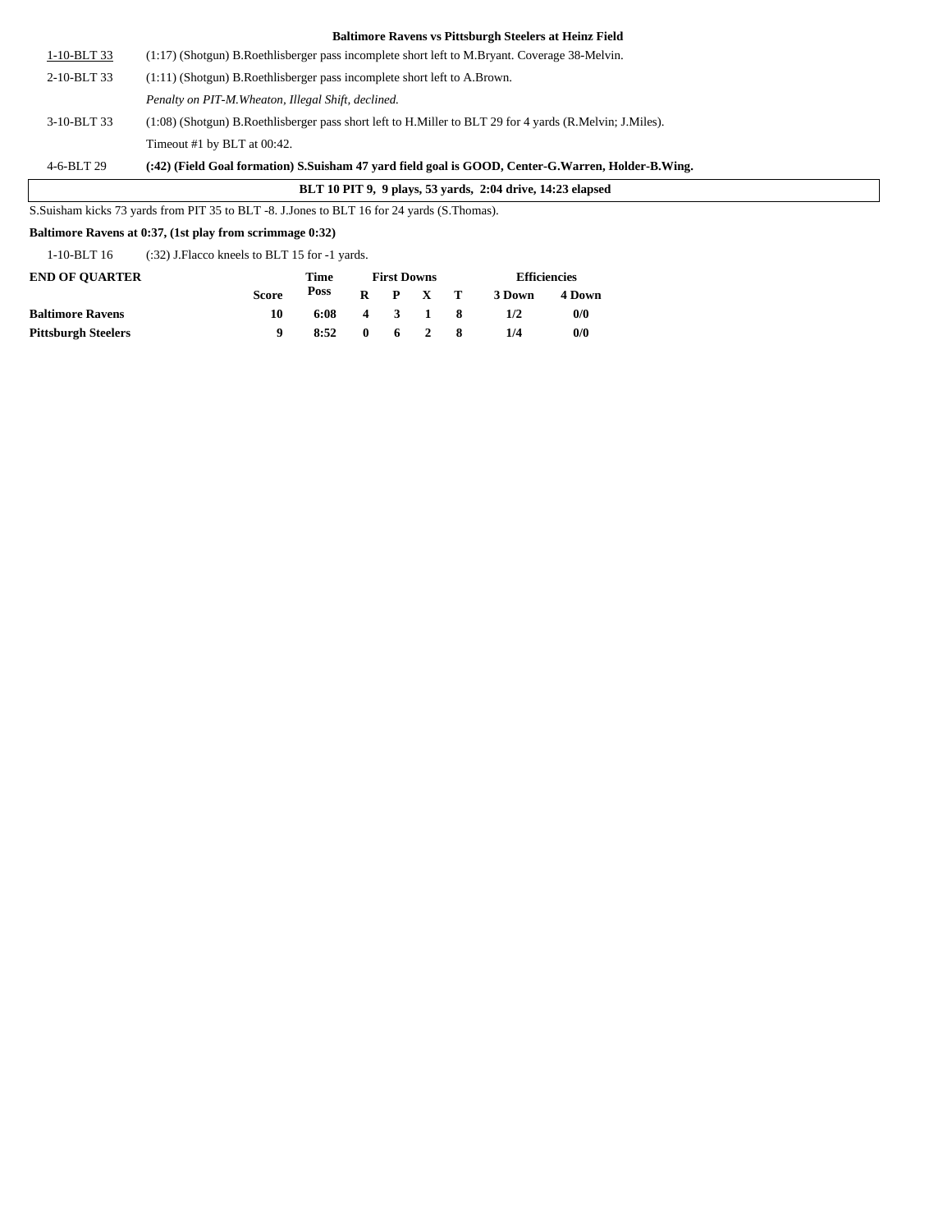**Baltimore Ravens vs Pittsburgh Steelers at Heinz Field**

| | |
|---|---|
| 1-10-BLT 33 | (1:17) (Shotgun) B.Roethlisberger pass incomplete short left to M.Bryant. Coverage 38-Melvin. |
| 2-10-BLT 33 | (1:11) (Shotgun) B.Roethlisberger pass incomplete short left to A.Brown. |
| | *Penalty on PIT-M.Wheaton, Illegal Shift, declined.* |
| 3-10-BLT 33 | (1:08) (Shotgun) B.Roethlisberger pass short left to H.Miller to BLT 29 for 4 yards (R.Melvin; J.Miles). |
| | Timeout #1 by BLT at 00:42. |
| 4-6-BLT 29 | **(:42) (Field Goal formation) S.Suisham 47 yard field goal is GOOD, Center-G.Warren, Holder-B.Wing.** |

**BLT 10 PIT 9, 9 plays, 53 yards, 2:04 drive, 14:23 elapsed**

S.Suisham kicks 73 yards from PIT 35 to BLT -8. J.Jones to BLT 16 for 24 yards (S.Thomas).

**Baltimore Ravens at 0:37, (1st play from scrimmage 0:32)**

| | |
|---|---|
| 1-10-BLT 16 | (:32) J.Flacco kneels to BLT 15 for -1 yards. |

| END OF QUARTER | Score | Time Poss | First Downs R | P | X | T | Efficiencies 3 Down | 4 Down |
|---|---|---|---|---|---|---|---|---|
| **Baltimore Ravens** | 10 | 6:08 | 4 | 3 | 1 | 8 | 1/2 | 0/0 |
| **Pittsburgh Steelers** | 9 | 8:52 | 0 | 6 | 2 | 8 | 1/4 | 0/0 |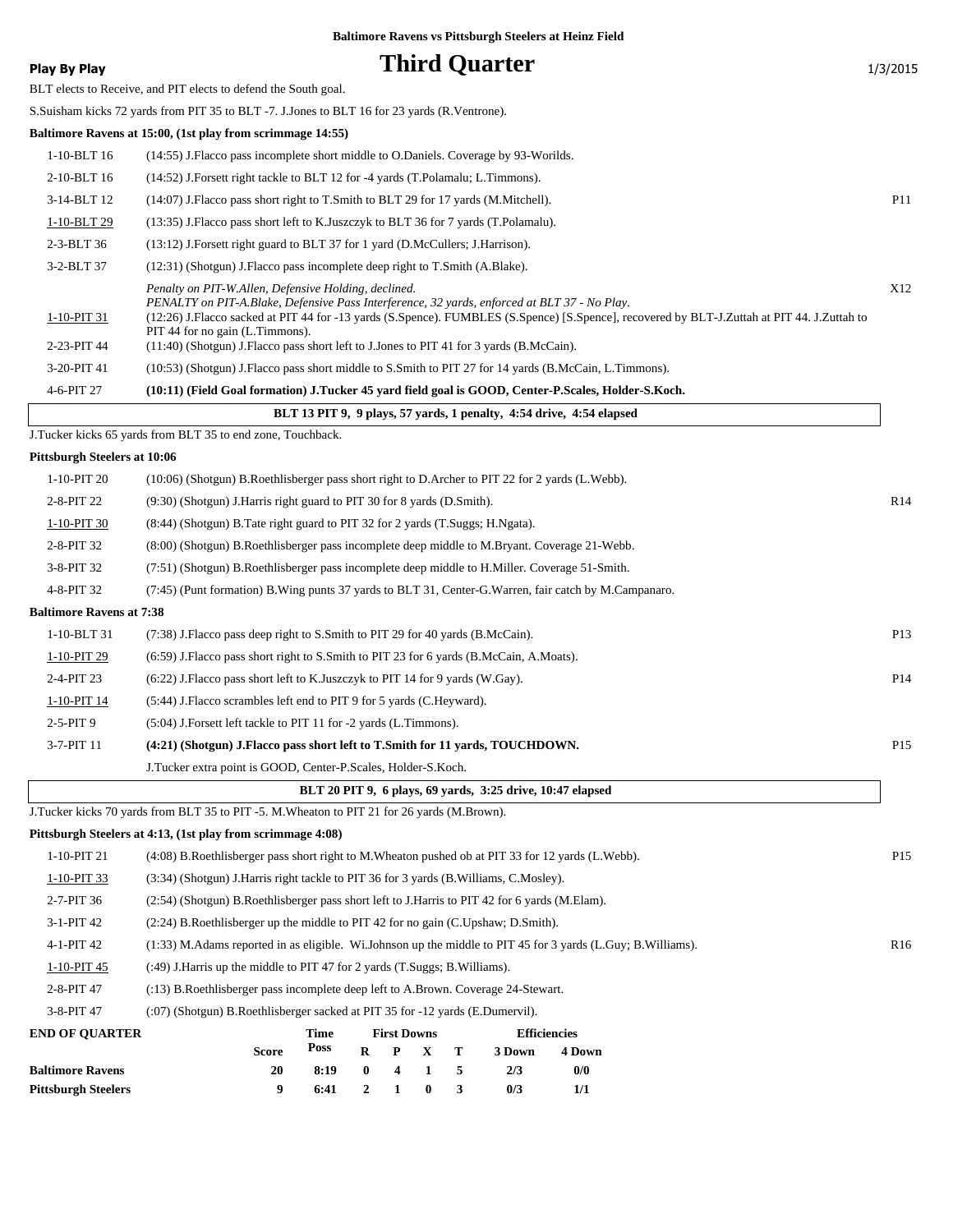Baltimore Ravens vs Pittsburgh Steelers at Heinz Field

**Play By Play**

# Third Quarter

1/3/2015

BLT elects to Receive, and PIT elects to defend the South goal.

S.Suisham kicks 72 yards from PIT 35 to BLT -7. J.Jones to BLT 16 for 23 yards (R.Ventrone).

**Baltimore Ravens at 15:00, (1st play from scrimmage 14:55)**

| Down | Play | |
|---|---|---|
| 1-10-BLT 16 | (14:55) J.Flacco pass incomplete short middle to O.Daniels. Coverage by 93-Worilds. | |
| 2-10-BLT 16 | (14:52) J.Forsett right tackle to BLT 12 for -4 yards (T.Polamalu; L.Timmons). | |
| 3-14-BLT 12 | (14:07) J.Flacco pass short right to T.Smith to BLT 29 for 17 yards (M.Mitchell). | P11 |
| 1-10-BLT 29 | (13:35) J.Flacco pass short left to K.Juszczyk to BLT 36 for 7 yards (T.Polamalu). | |
| 2-3-BLT 36 | (13:12) J.Forsett right guard to BLT 37 for 1 yard (D.McCullers; J.Harrison). | |
| 3-2-BLT 37 | (12:31) (Shotgun) J.Flacco pass incomplete deep right to T.Smith (A.Blake). | |
| | *Penalty on PIT-W.Allen, Defensive Holding, declined.* *PENALTY on PIT-A.Blake, Defensive Pass Interference, 32 yards, enforced at BLT 37 - No Play.* | X12 |
| 1-10-PIT 31 | (12:26) J.Flacco sacked at PIT 44 for -13 yards (S.Spence). FUMBLES (S.Spence) [S.Spence], recovered by BLT-J.Zuttah at PIT 44. J.Zuttah to PIT 44 for no gain (L.Timmons). | |
| 2-23-PIT 44 | (11:40) (Shotgun) J.Flacco pass short left to J.Jones to PIT 41 for 3 yards (B.McCain). | |
| 3-20-PIT 41 | (10:53) (Shotgun) J.Flacco pass short middle to S.Smith to PIT 27 for 14 yards (B.McCain, L.Timmons). | |
| 4-6-PIT 27 | **(10:11) (Field Goal formation) J.Tucker 45 yard field goal is GOOD, Center-P.Scales, Holder-S.Koch.** | |

**BLT 13 PIT 9, 9 plays, 57 yards, 1 penalty, 4:54 drive, 4:54 elapsed**

J.Tucker kicks 65 yards from BLT 35 to end zone, Touchback.

**Pittsburgh Steelers at 10:06**

| Down | Play | |
|---|---|---|
| 1-10-PIT 20 | (10:06) (Shotgun) B.Roethlisberger pass short right to D.Archer to PIT 22 for 2 yards (L.Webb). | |
| 2-8-PIT 22 | (9:30) (Shotgun) J.Harris right guard to PIT 30 for 8 yards (D.Smith). | R14 |
| 1-10-PIT 30 | (8:44) (Shotgun) B.Tate right guard to PIT 32 for 2 yards (T.Suggs; H.Ngata). | |
| 2-8-PIT 32 | (8:00) (Shotgun) B.Roethlisberger pass incomplete deep middle to M.Bryant. Coverage 21-Webb. | |
| 3-8-PIT 32 | (7:51) (Shotgun) B.Roethlisberger pass incomplete deep middle to H.Miller. Coverage 51-Smith. | |
| 4-8-PIT 32 | (7:45) (Punt formation) B.Wing punts 37 yards to BLT 31, Center-G.Warren, fair catch by M.Campanaro. | |

**Baltimore Ravens at 7:38**

| Down | Play | |
|---|---|---|
| 1-10-BLT 31 | (7:38) J.Flacco pass deep right to S.Smith to PIT 29 for 40 yards (B.McCain). | P13 |
| 1-10-PIT 29 | (6:59) J.Flacco pass short right to S.Smith to PIT 23 for 6 yards (B.McCain, A.Moats). | |
| 2-4-PIT 23 | (6:22) J.Flacco pass short left to K.Juszczyk to PIT 14 for 9 yards (W.Gay). | P14 |
| 1-10-PIT 14 | (5:44) J.Flacco scrambles left end to PIT 9 for 5 yards (C.Heyward). | |
| 2-5-PIT 9 | (5:04) J.Forsett left tackle to PIT 11 for -2 yards (L.Timmons). | |
| 3-7-PIT 11 | **(4:21) (Shotgun) J.Flacco pass short left to T.Smith for 11 yards, TOUCHDOWN.** | P15 |
| | J.Tucker extra point is GOOD, Center-P.Scales, Holder-S.Koch. | |

**BLT 20 PIT 9, 6 plays, 69 yards, 3:25 drive, 10:47 elapsed**

J.Tucker kicks 70 yards from BLT 35 to PIT -5. M.Wheaton to PIT 21 for 26 yards (M.Brown).

**Pittsburgh Steelers at 4:13, (1st play from scrimmage 4:08)**

| Down | Play | |
|---|---|---|
| 1-10-PIT 21 | (4:08) B.Roethlisberger pass short right to M.Wheaton pushed ob at PIT 33 for 12 yards (L.Webb). | P15 |
| 1-10-PIT 33 | (3:34) (Shotgun) J.Harris right tackle to PIT 36 for 3 yards (B.Williams, C.Mosley). | |
| 2-7-PIT 36 | (2:54) (Shotgun) B.Roethlisberger pass short left to J.Harris to PIT 42 for 6 yards (M.Elam). | |
| 3-1-PIT 42 | (2:24) B.Roethlisberger up the middle to PIT 42 for no gain (C.Upshaw; D.Smith). | |
| 4-1-PIT 42 | (1:33) M.Adams reported in as eligible. Wi.Johnson up the middle to PIT 45 for 3 yards (L.Guy; B.Williams). | R16 |
| 1-10-PIT 45 | (:49) J.Harris up the middle to PIT 47 for 2 yards (T.Suggs; B.Williams). | |
| 2-8-PIT 47 | (:13) B.Roethlisberger pass incomplete deep left to A.Brown. Coverage 24-Stewart. | |
| 3-8-PIT 47 | (:07) (Shotgun) B.Roethlisberger sacked at PIT 35 for -12 yards (E.Dumervil). | |

| END OF QUARTER | Score | Time Poss | First Downs R | P | X | T | Efficiencies 3 Down | 4 Down |
|---|---|---|---|---|---|---|---|---|
| **Baltimore Ravens** | 20 | 8:19 | 0 | 4 | 1 | 5 | 2/3 | 0/0 |
| **Pittsburgh Steelers** | 9 | 6:41 | 2 | 1 | 0 | 3 | 0/3 | 1/1 |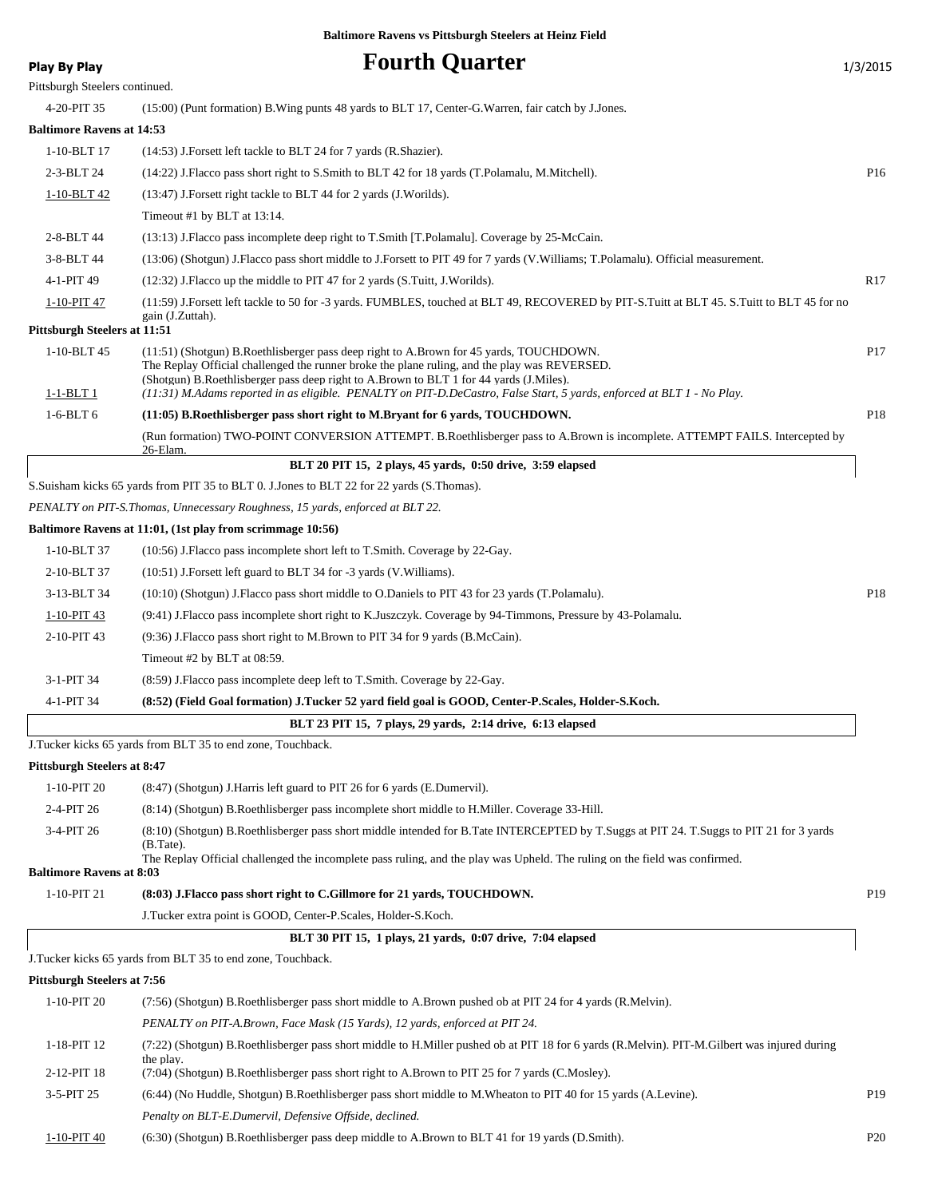Baltimore Ravens vs Pittsburgh Steelers at Heinz Field

**Play By Play**

# Fourth Quarter

1/3/2015

Pittsburgh Steelers continued.

| | | |
|---|---|---|
| 4-20-PIT 35 | (15:00) (Punt formation) B.Wing punts 48 yards to BLT 17, Center-G.Warren, fair catch by J.Jones. | |

**Baltimore Ravens at 14:53**

| | | |
|---|---|---|
| 1-10-BLT 17 | (14:53) J.Forsett left tackle to BLT 24 for 7 yards (R.Shazier). | |
| 2-3-BLT 24 | (14:22) J.Flacco pass short right to S.Smith to BLT 42 for 18 yards (T.Polamalu, M.Mitchell). | P16 |
| 1-10-BLT 42 | (13:47) J.Forsett right tackle to BLT 44 for 2 yards (J.Worilds). | |
| | Timeout #1 by BLT at 13:14. | |
| 2-8-BLT 44 | (13:13) J.Flacco pass incomplete deep right to T.Smith [T.Polamalu]. Coverage by 25-McCain. | |
| 3-8-BLT 44 | (13:06) (Shotgun) J.Flacco pass short middle to J.Forsett to PIT 49 for 7 yards (V.Williams; T.Polamalu). Official measurement. | |
| 4-1-PIT 49 | (12:32) J.Flacco up the middle to PIT 47 for 2 yards (S.Tuitt, J.Worilds). | R17 |
| 1-10-PIT 47 | (11:59) J.Forsett left tackle to 50 for -3 yards. FUMBLES, touched at BLT 49, RECOVERED by PIT-S.Tuitt at BLT 45. S.Tuitt to BLT 45 for no gain (J.Zuttah). | |

**Pittsburgh Steelers at 11:51**

| | | |
|---|---|---|
| 1-10-BLT 45 | (11:51) (Shotgun) B.Roethlisberger pass deep right to A.Brown for 45 yards, TOUCHDOWN. The Replay Official challenged the runner broke the plane ruling, and the play was REVERSED. (Shotgun) B.Roethlisberger pass deep right to A.Brown to BLT 1 for 44 yards (J.Miles). | P17 |
| 1-1-BLT 1 | *(11:31) M.Adams reported in as eligible. PENALTY on PIT-D.DeCastro, False Start, 5 yards, enforced at BLT 1 - No Play.* | |
| 1-6-BLT 6 | **(11:05) B.Roethlisberger pass short right to M.Bryant for 6 yards, TOUCHDOWN.** | P18 |
| | (Run formation) TWO-POINT CONVERSION ATTEMPT. B.Roethlisberger pass to A.Brown is incomplete. ATTEMPT FAILS. Intercepted by 26-Elam. | |

**BLT 20 PIT 15, 2 plays, 45 yards, 0:50 drive, 3:59 elapsed**

S.Suisham kicks 65 yards from PIT 35 to BLT 0. J.Jones to BLT 22 for 22 yards (S.Thomas).

*PENALTY on PIT-S.Thomas, Unnecessary Roughness, 15 yards, enforced at BLT 22.*

**Baltimore Ravens at 11:01, (1st play from scrimmage 10:56)**

| | | |
|---|---|---|
| 1-10-BLT 37 | (10:56) J.Flacco pass incomplete short left to T.Smith. Coverage by 22-Gay. | |
| 2-10-BLT 37 | (10:51) J.Forsett left guard to BLT 34 for -3 yards (V.Williams). | |
| 3-13-BLT 34 | (10:10) (Shotgun) J.Flacco pass short middle to O.Daniels to PIT 43 for 23 yards (T.Polamalu). | P18 |
| 1-10-PIT 43 | (9:41) J.Flacco pass incomplete short right to K.Juszczyk. Coverage by 94-Timmons, Pressure by 43-Polamalu. | |
| 2-10-PIT 43 | (9:36) J.Flacco pass short right to M.Brown to PIT 34 for 9 yards (B.McCain). | |
| | Timeout #2 by BLT at 08:59. | |
| 3-1-PIT 34 | (8:59) J.Flacco pass incomplete deep left to T.Smith. Coverage by 22-Gay. | |
| 4-1-PIT 34 | **(8:52) (Field Goal formation) J.Tucker 52 yard field goal is GOOD, Center-P.Scales, Holder-S.Koch.** | |

**BLT 23 PIT 15, 7 plays, 29 yards, 2:14 drive, 6:13 elapsed**

J.Tucker kicks 65 yards from BLT 35 to end zone, Touchback.

**Pittsburgh Steelers at 8:47**

| | | |
|---|---|---|
| 1-10-PIT 20 | (8:47) (Shotgun) J.Harris left guard to PIT 26 for 6 yards (E.Dumervil). | |
| 2-4-PIT 26 | (8:14) (Shotgun) B.Roethlisberger pass incomplete short middle to H.Miller. Coverage 33-Hill. | |
| 3-4-PIT 26 | (8:10) (Shotgun) B.Roethlisberger pass short middle intended for B.Tate INTERCEPTED by T.Suggs at PIT 24. T.Suggs to PIT 21 for 3 yards (B.Tate). The Replay Official challenged the incomplete pass ruling, and the play was Upheld. The ruling on the field was confirmed. | |

**Baltimore Ravens at 8:03**

| | | |
|---|---|---|
| 1-10-PIT 21 | **(8:03) J.Flacco pass short right to C.Gillmore for 21 yards, TOUCHDOWN.** | P19 |
| | J.Tucker extra point is GOOD, Center-P.Scales, Holder-S.Koch. | |

**BLT 30 PIT 15, 1 plays, 21 yards, 0:07 drive, 7:04 elapsed**

J.Tucker kicks 65 yards from BLT 35 to end zone, Touchback.

**Pittsburgh Steelers at 7:56**

| | | |
|---|---|---|
| 1-10-PIT 20 | (7:56) (Shotgun) B.Roethlisberger pass short middle to A.Brown pushed ob at PIT 24 for 4 yards (R.Melvin). | |
| | *PENALTY on PIT-A.Brown, Face Mask (15 Yards), 12 yards, enforced at PIT 24.* | |
| 1-18-PIT 12 | (7:22) (Shotgun) B.Roethlisberger pass short middle to H.Miller pushed ob at PIT 18 for 6 yards (R.Melvin). PIT-M.Gilbert was injured during the play. | |
| 2-12-PIT 18 | (7:04) (Shotgun) B.Roethlisberger pass short right to A.Brown to PIT 25 for 7 yards (C.Mosley). | |
| 3-5-PIT 25 | (6:44) (No Huddle, Shotgun) B.Roethlisberger pass short middle to M.Wheaton to PIT 40 for 15 yards (A.Levine). | P19 |
| | *Penalty on BLT-E.Dumervil, Defensive Offside, declined.* | |
| 1-10-PIT 40 | (6:30) (Shotgun) B.Roethlisberger pass deep middle to A.Brown to BLT 41 for 19 yards (D.Smith). | P20 |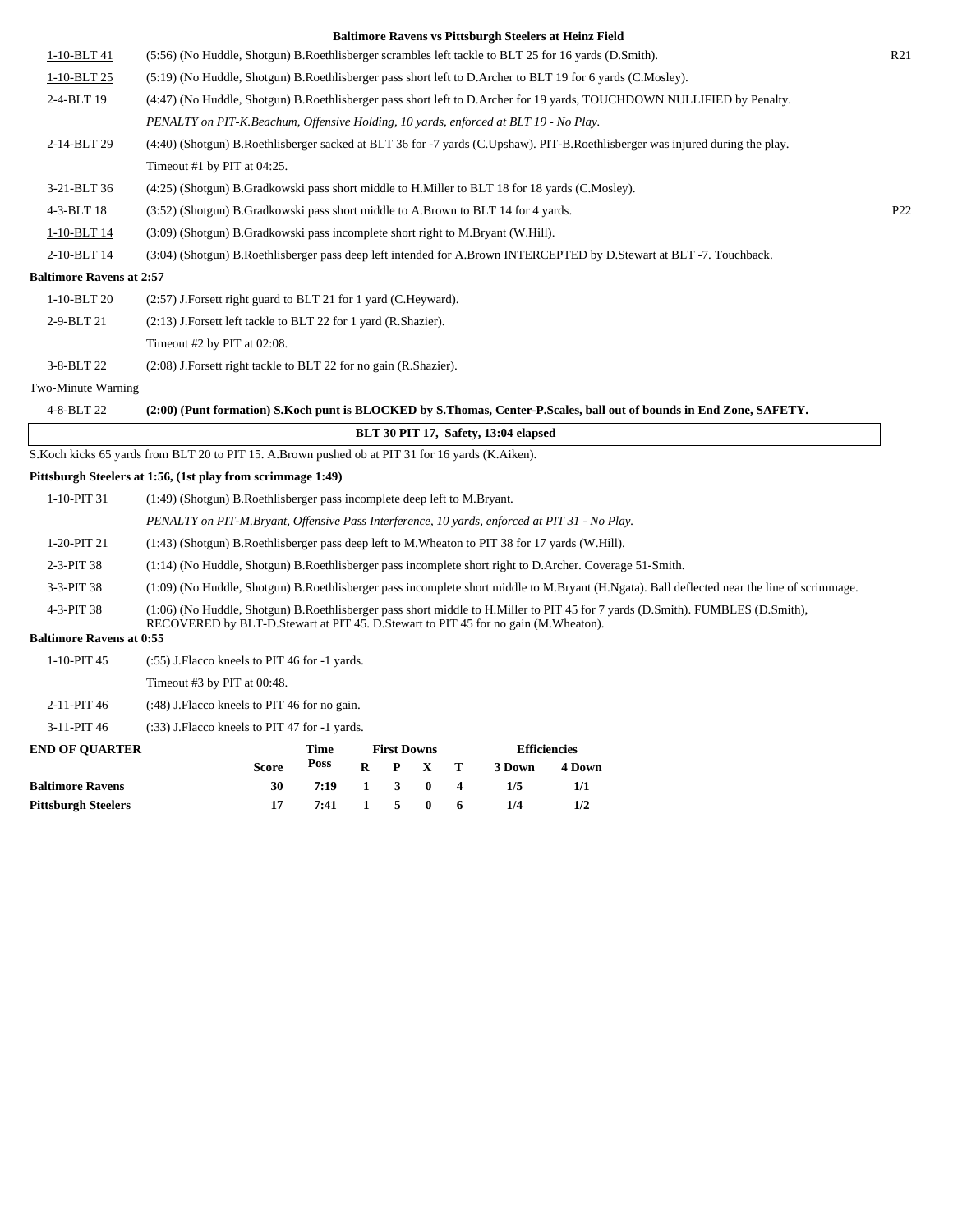**Baltimore Ravens vs Pittsburgh Steelers at Heinz Field**

| | | |
|---|---|---|
| 1-10-BLT 41 | (5:56) (No Huddle, Shotgun) B.Roethlisberger scrambles left tackle to BLT 25 for 16 yards (D.Smith). | R21 |
| 1-10-BLT 25 | (5:19) (No Huddle, Shotgun) B.Roethlisberger pass short left to D.Archer to BLT 19 for 6 yards (C.Mosley). | |
| 2-4-BLT 19 | (4:47) (No Huddle, Shotgun) B.Roethlisberger pass short left to D.Archer for 19 yards, TOUCHDOWN NULLIFIED by Penalty. | |
| | *PENALTY on PIT-K.Beachum, Offensive Holding, 10 yards, enforced at BLT 19 - No Play.* | |
| 2-14-BLT 29 | (4:40) (Shotgun) B.Roethlisberger sacked at BLT 36 for -7 yards (C.Upshaw). PIT-B.Roethlisberger was injured during the play. | |
| | Timeout #1 by PIT at 04:25. | |
| 3-21-BLT 36 | (4:25) (Shotgun) B.Gradkowski pass short middle to H.Miller to BLT 18 for 18 yards (C.Mosley). | |
| 4-3-BLT 18 | (3:52) (Shotgun) B.Gradkowski pass short middle to A.Brown to BLT 14 for 4 yards. | P22 |
| 1-10-BLT 14 | (3:09) (Shotgun) B.Gradkowski pass incomplete short right to M.Bryant (W.Hill). | |
| 2-10-BLT 14 | (3:04) (Shotgun) B.Roethlisberger pass deep left intended for A.Brown INTERCEPTED by D.Stewart at BLT -7. Touchback. | |

**Baltimore Ravens at 2:57**

| | |
|---|---|
| 1-10-BLT 20 | (2:57) J.Forsett right guard to BLT 21 for 1 yard (C.Heyward). |
| 2-9-BLT 21 | (2:13) J.Forsett left tackle to BLT 22 for 1 yard (R.Shazier). |
| | Timeout #2 by PIT at 02:08. |
| 3-8-BLT 22 | (2:08) J.Forsett right tackle to BLT 22 for no gain (R.Shazier). |

Two-Minute Warning

| | |
|---|---|
| 4-8-BLT 22 | **(2:00) (Punt formation) S.Koch punt is BLOCKED by S.Thomas, Center-P.Scales, ball out of bounds in End Zone, SAFETY.** |

**BLT 30 PIT 17, Safety, 13:04 elapsed**

S.Koch kicks 65 yards from BLT 20 to PIT 15. A.Brown pushed ob at PIT 31 for 16 yards (K.Aiken).

**Pittsburgh Steelers at 1:56, (1st play from scrimmage 1:49)**

| | |
|---|---|
| 1-10-PIT 31 | (1:49) (Shotgun) B.Roethlisberger pass incomplete deep left to M.Bryant. |
| | *PENALTY on PIT-M.Bryant, Offensive Pass Interference, 10 yards, enforced at PIT 31 - No Play.* |
| 1-20-PIT 21 | (1:43) (Shotgun) B.Roethlisberger pass deep left to M.Wheaton to PIT 38 for 17 yards (W.Hill). |
| 2-3-PIT 38 | (1:14) (No Huddle, Shotgun) B.Roethlisberger pass incomplete short right to D.Archer. Coverage 51-Smith. |
| 3-3-PIT 38 | (1:09) (No Huddle, Shotgun) B.Roethlisberger pass incomplete short middle to M.Bryant (H.Ngata). Ball deflected near the line of scrimmage. |
| 4-3-PIT 38 | (1:06) (No Huddle, Shotgun) B.Roethlisberger pass short middle to H.Miller to PIT 45 for 7 yards (D.Smith). FUMBLES (D.Smith), RECOVERED by BLT-D.Stewart at PIT 45. D.Stewart to PIT 45 for no gain (M.Wheaton). |

**Baltimore Ravens at 0:55**

| | |
|---|---|
| 1-10-PIT 45 | (:55) J.Flacco kneels to PIT 46 for -1 yards. |
| | Timeout #3 by PIT at 00:48. |
| 2-11-PIT 46 | (:48) J.Flacco kneels to PIT 46 for no gain. |
| 3-11-PIT 46 | (:33) J.Flacco kneels to PIT 47 for -1 yards. |

| END OF QUARTER | Score | Time Poss | First Downs R | P | X | T | Efficiencies 3 Down | 4 Down |
|---|---|---|---|---|---|---|---|---|
| **Baltimore Ravens** | 30 | 7:19 | 1 | 3 | 0 | 4 | 1/5 | 1/1 |
| **Pittsburgh Steelers** | 17 | 7:41 | 1 | 5 | 0 | 6 | 1/4 | 1/2 |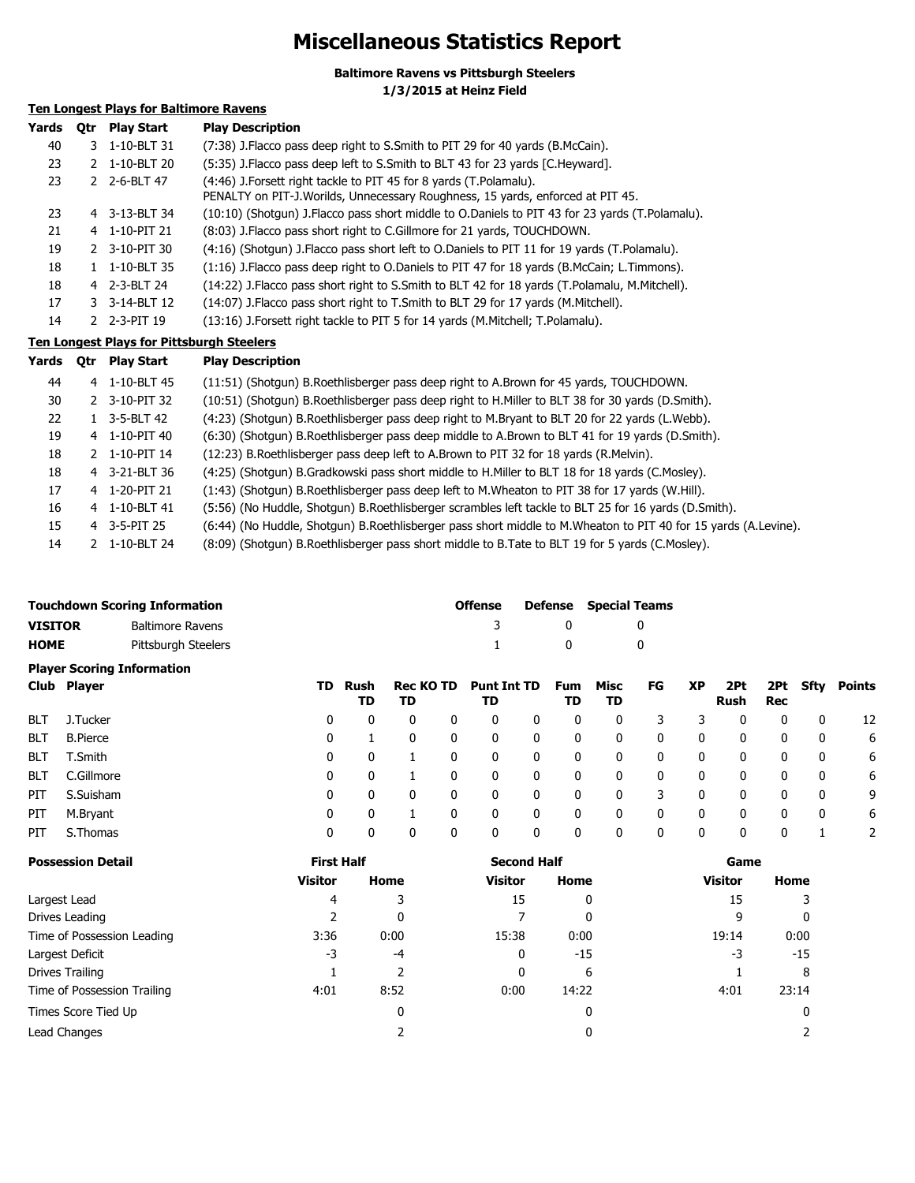# Miscellaneous Statistics Report

**Baltimore Ravens vs Pittsburgh Steelers**
**1/3/2015 at Heinz Field**

## Ten Longest Plays for Baltimore Ravens

| Yards | Qtr | Play Start | Play Description |
|---|---|---|---|
| 40 | 3 | 1-10-BLT 31 | (7:38) J.Flacco pass deep right to S.Smith to PIT 29 for 40 yards (B.McCain). |
| 23 | 2 | 1-10-BLT 20 | (5:35) J.Flacco pass deep left to S.Smith to BLT 43 for 23 yards [C.Heyward]. |
| 23 | 2 | 2-6-BLT 47 | (4:46) J.Forsett right tackle to PIT 45 for 8 yards (T.Polamalu). PENALTY on PIT-J.Worilds, Unnecessary Roughness, 15 yards, enforced at PIT 45. |
| 23 | 4 | 3-13-BLT 34 | (10:10) (Shotgun) J.Flacco pass short middle to O.Daniels to PIT 43 for 23 yards (T.Polamalu). |
| 21 | 4 | 1-10-PIT 21 | (8:03) J.Flacco pass short right to C.Gillmore for 21 yards, TOUCHDOWN. |
| 19 | 2 | 3-10-PIT 30 | (4:16) (Shotgun) J.Flacco pass short left to O.Daniels to PIT 11 for 19 yards (T.Polamalu). |
| 18 | 1 | 1-10-BLT 35 | (1:16) J.Flacco pass deep right to O.Daniels to PIT 47 for 18 yards (B.McCain; L.Timmons). |
| 18 | 4 | 2-3-BLT 24 | (14:22) J.Flacco pass short right to S.Smith to BLT 42 for 18 yards (T.Polamalu, M.Mitchell). |
| 17 | 3 | 3-14-BLT 12 | (14:07) J.Flacco pass short right to T.Smith to BLT 29 for 17 yards (M.Mitchell). |
| 14 | 2 | 2-3-PIT 19 | (13:16) J.Forsett right tackle to PIT 5 for 14 yards (M.Mitchell; T.Polamalu). |

## Ten Longest Plays for Pittsburgh Steelers

| Yards | Qtr | Play Start | Play Description |
|---|---|---|---|
| 44 | 4 | 1-10-BLT 45 | (11:51) (Shotgun) B.Roethlisberger pass deep right to A.Brown for 45 yards, TOUCHDOWN. |
| 30 | 2 | 3-10-PIT 32 | (10:51) (Shotgun) B.Roethlisberger pass deep right to H.Miller to BLT 38 for 30 yards (D.Smith). |
| 22 | 1 | 3-5-BLT 42 | (4:23) (Shotgun) B.Roethlisberger pass deep right to M.Bryant to BLT 20 for 22 yards (L.Webb). |
| 19 | 4 | 1-10-PIT 40 | (6:30) (Shotgun) B.Roethlisberger pass deep middle to A.Brown to BLT 41 for 19 yards (D.Smith). |
| 18 | 2 | 1-10-PIT 14 | (12:23) B.Roethlisberger pass deep left to A.Brown to PIT 32 for 18 yards (R.Melvin). |
| 18 | 4 | 3-21-BLT 36 | (4:25) (Shotgun) B.Gradkowski pass short middle to H.Miller to BLT 18 for 18 yards (C.Mosley). |
| 17 | 4 | 1-20-PIT 21 | (1:43) (Shotgun) B.Roethlisberger pass deep left to M.Wheaton to PIT 38 for 17 yards (W.Hill). |
| 16 | 4 | 1-10-BLT 41 | (5:56) (No Huddle, Shotgun) B.Roethlisberger scrambles left tackle to BLT 25 for 16 yards (D.Smith). |
| 15 | 4 | 3-5-PIT 25 | (6:44) (No Huddle, Shotgun) B.Roethlisberger pass short middle to M.Wheaton to PIT 40 for 15 yards (A.Levine). |
| 14 | 2 | 1-10-BLT 24 | (8:09) (Shotgun) B.Roethlisberger pass short middle to B.Tate to BLT 19 for 5 yards (C.Mosley). |

## Touchdown Scoring Information

| | | Offense | Defense | Special Teams |
|---|---|---|---|---|
| **VISITOR** | Baltimore Ravens | 3 | 0 | 0 |
| **HOME** | Pittsburgh Steelers | 1 | 0 | 0 |

## Player Scoring Information

| Club | Player | TD | Rush TD | Rec TD | KO TD | Punt TD | Int TD | Fum TD | Misc TD | FG | XP | 2Pt Rush | 2Pt Rec | Sfty | Points |
|---|---|---|---|---|---|---|---|---|---|---|---|---|---|---|---|
| BLT | J.Tucker | 0 | 0 | 0 | 0 | 0 | 0 | 0 | 0 | 3 | 3 | 0 | 0 | 0 | 12 |
| BLT | B.Pierce | 0 | 1 | 0 | 0 | 0 | 0 | 0 | 0 | 0 | 0 | 0 | 0 | 0 | 6 |
| BLT | T.Smith | 0 | 0 | 1 | 0 | 0 | 0 | 0 | 0 | 0 | 0 | 0 | 0 | 0 | 6 |
| BLT | C.Gillmore | 0 | 0 | 1 | 0 | 0 | 0 | 0 | 0 | 0 | 0 | 0 | 0 | 0 | 6 |
| PIT | S.Suisham | 0 | 0 | 0 | 0 | 0 | 0 | 0 | 0 | 3 | 0 | 0 | 0 | 0 | 9 |
| PIT | M.Bryant | 0 | 0 | 1 | 0 | 0 | 0 | 0 | 0 | 0 | 0 | 0 | 0 | 0 | 6 |
| PIT | S.Thomas | 0 | 0 | 0 | 0 | 0 | 0 | 0 | 0 | 0 | 0 | 0 | 0 | 1 | 2 |

## Possession Detail

| | First Half | | Second Half | | Game | |
|---|---|---|---|---|---|---|
| | Visitor | Home | Visitor | Home | Visitor | Home |
| Largest Lead | 4 | 3 | 15 | 0 | 15 | 3 |
| Drives Leading | 2 | 0 | 7 | 0 | 9 | 0 |
| Time of Possession Leading | 3:36 | 0:00 | 15:38 | 0:00 | 19:14 | 0:00 |
| Largest Deficit | -3 | -4 | 0 | -15 | -3 | -15 |
| Drives Trailing | 1 | 2 | 0 | 6 | 1 | 8 |
| Time of Possession Trailing | 4:01 | 8:52 | 0:00 | 14:22 | 4:01 | 23:14 |
| Times Score Tied Up | | 0 | | 0 | | 0 |
| Lead Changes | | 2 | | 0 | | 2 |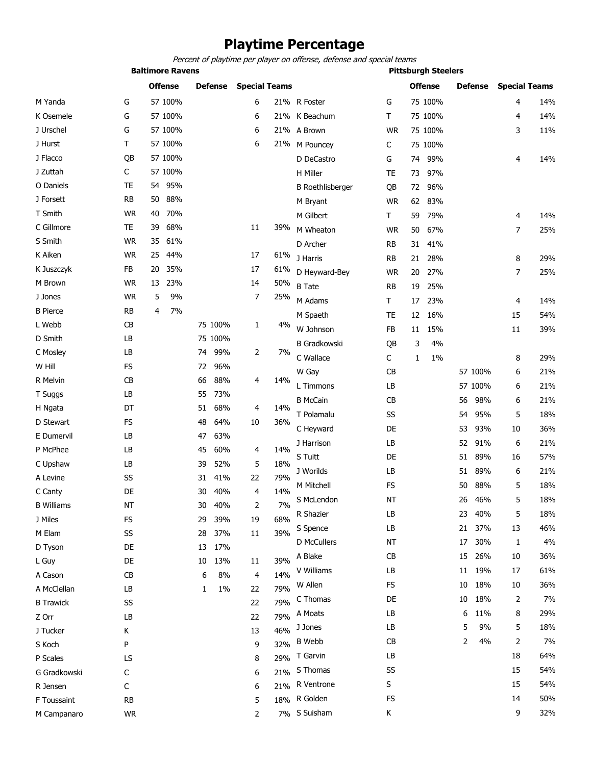# Playtime Percentage

*Percent of playtime per player on offense, defense and special teams*

## Baltimore Ravens

| Player | Pos | Offense | | Defense | | Special Teams | |
|---|---|---|---|---|---|---|---|
| M Yanda | G | 57 | 100% | | | 6 | 21% |
| K Osemele | G | 57 | 100% | | | 6 | 21% |
| J Urschel | G | 57 | 100% | | | 6 | 21% |
| J Hurst | T | 57 | 100% | | | 6 | 21% |
| J Flacco | QB | 57 | 100% | | | | |
| J Zuttah | C | 57 | 100% | | | | |
| O Daniels | TE | 54 | 95% | | | | |
| J Forsett | RB | 50 | 88% | | | | |
| T Smith | WR | 40 | 70% | | | | |
| C Gillmore | TE | 39 | 68% | | | 11 | 39% |
| S Smith | WR | 35 | 61% | | | | |
| K Aiken | WR | 25 | 44% | | | 17 | 61% |
| K Juszczyk | FB | 20 | 35% | | | 17 | 61% |
| M Brown | WR | 13 | 23% | | | 14 | 50% |
| J Jones | WR | 5 | 9% | | | 7 | 25% |
| B Pierce | RB | 4 | 7% | | | | |
| L Webb | CB | | | 75 | 100% | 1 | 4% |
| D Smith | LB | | | 75 | 100% | | |
| C Mosley | LB | | | 74 | 99% | 2 | 7% |
| W Hill | FS | | | 72 | 96% | | |
| R Melvin | CB | | | 66 | 88% | 4 | 14% |
| T Suggs | LB | | | 55 | 73% | | |
| H Ngata | DT | | | 51 | 68% | 4 | 14% |
| D Stewart | FS | | | 48 | 64% | 10 | 36% |
| E Dumervil | LB | | | 47 | 63% | | |
| P McPhee | LB | | | 45 | 60% | 4 | 14% |
| C Upshaw | LB | | | 39 | 52% | 5 | 18% |
| A Levine | SS | | | 31 | 41% | 22 | 79% |
| C Canty | DE | | | 30 | 40% | 4 | 14% |
| B Williams | NT | | | 30 | 40% | 2 | 7% |
| J Miles | FS | | | 29 | 39% | 19 | 68% |
| M Elam | SS | | | 28 | 37% | 11 | 39% |
| D Tyson | DE | | | 13 | 17% | | |
| L Guy | DE | | | 10 | 13% | 11 | 39% |
| A Cason | CB | | | 6 | 8% | 4 | 14% |
| A McClellan | LB | | | 1 | 1% | 22 | 79% |
| B Trawick | SS | | | | | 22 | 79% |
| Z Orr | LB | | | | | 22 | 79% |
| J Tucker | K | | | | | 13 | 46% |
| S Koch | P | | | | | 9 | 32% |
| P Scales | LS | | | | | 8 | 29% |
| G Gradkowski | C | | | | | 6 | 21% |
| R Jensen | C | | | | | 6 | 21% |
| F Toussaint | RB | | | | | 5 | 18% |
| M Campanaro | WR | | | | | 2 | 7% |

## Pittsburgh Steelers

| Player | Pos | Offense | | Defense | | Special Teams | |
|---|---|---|---|---|---|---|---|
| R Foster | G | 75 | 100% | | | 4 | 14% |
| K Beachum | T | 75 | 100% | | | 4 | 14% |
| A Brown | WR | 75 | 100% | | | 3 | 11% |
| M Pouncey | C | 75 | 100% | | | | |
| D DeCastro | G | 74 | 99% | | | 4 | 14% |
| H Miller | TE | 73 | 97% | | | | |
| B Roethlisberger | QB | 72 | 96% | | | | |
| M Bryant | WR | 62 | 83% | | | | |
| M Gilbert | T | 59 | 79% | | | 4 | 14% |
| M Wheaton | WR | 50 | 67% | | | 7 | 25% |
| D Archer | RB | 31 | 41% | | | | |
| J Harris | RB | 21 | 28% | | | 8 | 29% |
| D Heyward-Bey | WR | 20 | 27% | | | 7 | 25% |
| B Tate | RB | 19 | 25% | | | | |
| M Adams | T | 17 | 23% | | | 4 | 14% |
| M Spaeth | TE | 12 | 16% | | | 15 | 54% |
| W Johnson | FB | 11 | 15% | | | 11 | 39% |
| B Gradkowski | QB | 3 | 4% | | | | |
| C Wallace | C | 1 | 1% | | | 8 | 29% |
| W Gay | CB | | | 57 | 100% | 6 | 21% |
| L Timmons | LB | | | 57 | 100% | 6 | 21% |
| B McCain | CB | | | 56 | 98% | 6 | 21% |
| T Polamalu | SS | | | 54 | 95% | 5 | 18% |
| C Heyward | DE | | | 53 | 93% | 10 | 36% |
| J Harrison | LB | | | 52 | 91% | 6 | 21% |
| S Tuitt | DE | | | 51 | 89% | 16 | 57% |
| J Worilds | LB | | | 51 | 89% | 6 | 21% |
| M Mitchell | FS | | | 50 | 88% | 5 | 18% |
| S McLendon | NT | | | 26 | 46% | 5 | 18% |
| R Shazier | LB | | | 23 | 40% | 5 | 18% |
| S Spence | LB | | | 21 | 37% | 13 | 46% |
| D McCullers | NT | | | 17 | 30% | 1 | 4% |
| A Blake | CB | | | 15 | 26% | 10 | 36% |
| V Williams | LB | | | 11 | 19% | 17 | 61% |
| W Allen | FS | | | 10 | 18% | 10 | 36% |
| C Thomas | DE | | | 10 | 18% | 2 | 7% |
| A Moats | LB | | | 6 | 11% | 8 | 29% |
| J Jones | LB | | | 5 | 9% | 5 | 18% |
| B Webb | CB | | | 2 | 4% | 2 | 7% |
| T Garvin | LB | | | | | 18 | 64% |
| S Thomas | SS | | | | | 15 | 54% |
| R Ventrone | S | | | | | 15 | 54% |
| R Golden | FS | | | | | 14 | 50% |
| S Suisham | K | | | | | 9 | 32% |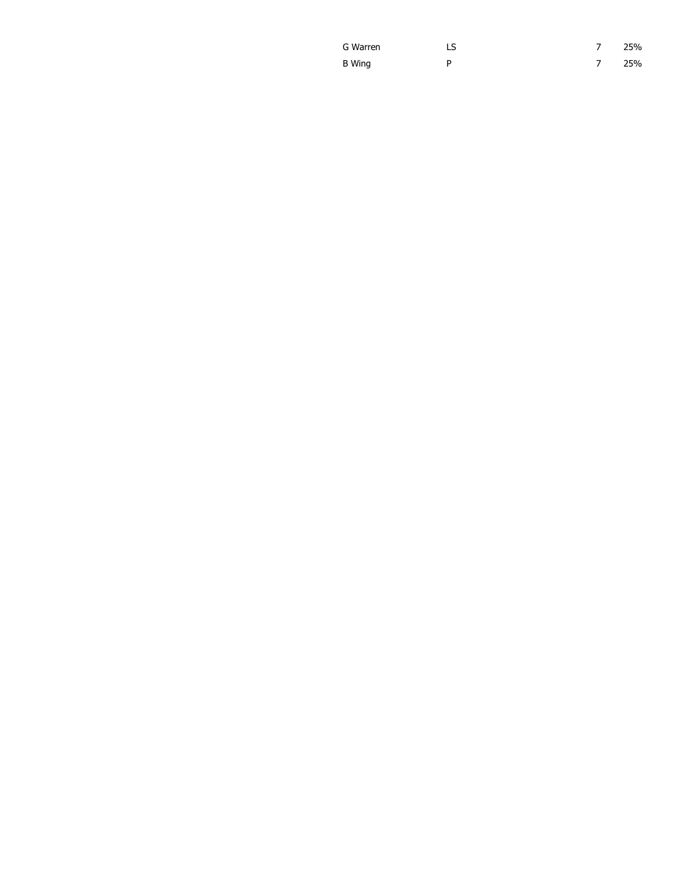| | | | |
|---|---|---|---|
| G Warren | LS | 7 | 25% |
| B Wing | P | 7 | 25% |